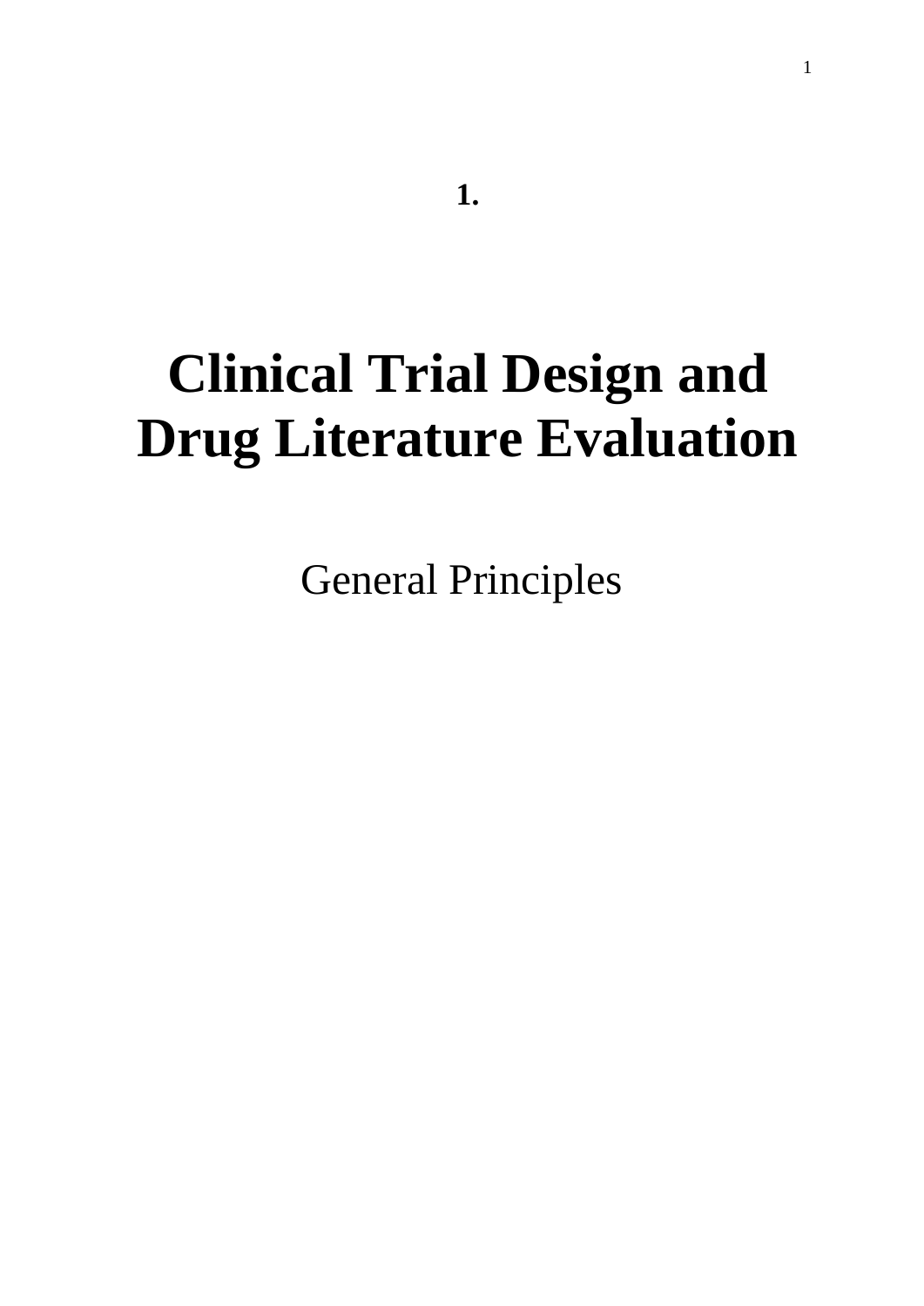**1.**

# Clinical Trial Design and Drug Literature Evaluation

General Principles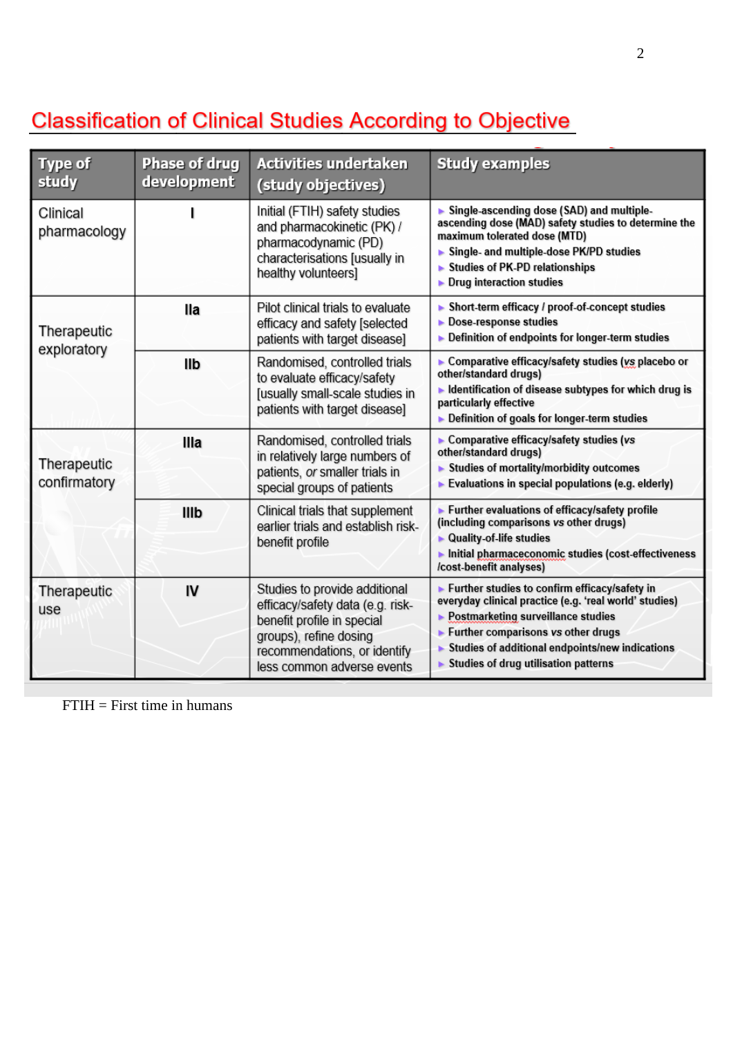## Classification of Clinical Studies According to Objective

| Type of study | Phase of drug development | Activities undertaken (study objectives) | Study examples |
|---|---|---|---|
| Clinical pharmacology | I | Initial (FTIH) safety studies and pharmacokinetic (PK) / pharmacodynamic (PD) characterisations [usually in healthy volunteers] | ▸ Single-ascending dose (SAD) and multiple-ascending dose (MAD) safety studies to determine the maximum tolerated dose (MTD) ▸ Single- and multiple-dose PK/PD studies ▸ Studies of PK-PD relationships ▸ Drug interaction studies |
| Therapeutic exploratory | IIa | Pilot clinical trials to evaluate efficacy and safety [selected patients with target disease] | ▸ Short-term efficacy / proof-of-concept studies ▸ Dose-response studies ▸ Definition of endpoints for longer-term studies |
| | IIb | Randomised, controlled trials to evaluate efficacy/safety [usually small-scale studies in patients with target disease] | ▸ Comparative efficacy/safety studies (*vs* placebo or other/standard drugs) ▸ Identification of disease subtypes for which drug is particularly effective ▸ Definition of goals for longer-term studies |
| Therapeutic confirmatory | IIIa | Randomised, controlled trials in relatively large numbers of patients, *or* smaller trials in special groups of patients | ▸ Comparative efficacy/safety studies (*vs* other/standard drugs) ▸ Studies of mortality/morbidity outcomes ▸ Evaluations in special populations (e.g. elderly) |
| | IIIb | Clinical trials that supplement earlier trials and establish risk-benefit profile | ▸ Further evaluations of efficacy/safety profile (including comparisons *vs* other drugs) ▸ Quality-of-life studies ▸ Initial pharmaceconomic studies (cost-effectiveness /cost-benefit analyses) |
| Therapeutic use | IV | Studies to provide additional efficacy/safety data (e.g. risk-benefit profile in special groups), refine dosing recommendations, or identify less common adverse events | ▸ Further studies to confirm efficacy/safety in everyday clinical practice (e.g. 'real world' studies) ▸ Postmarketing surveillance studies ▸ Further comparisons *vs* other drugs ▸ Studies of additional endpoints/new indications ▸ Studies of drug utilisation patterns |

FTIH = First time in humans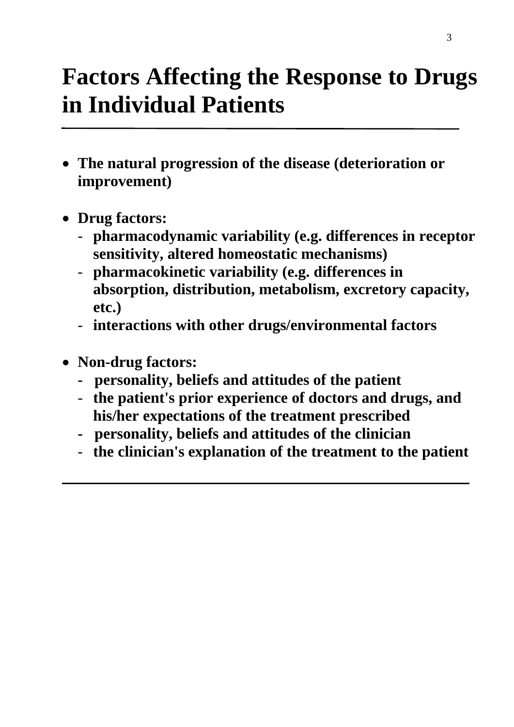# Factors Affecting the Response to Drugs in Individual Patients

- **The natural progression of the disease (deterioration or improvement)**

- **Drug factors:**
  - **pharmacodynamic variability (e.g. differences in receptor sensitivity, altered homeostatic mechanisms)**
  - **pharmacokinetic variability (e.g. differences in absorption, distribution, metabolism, excretory capacity, etc.)**
  - **interactions with other drugs/environmental factors**

- **Non-drug factors:**
  - **personality, beliefs and attitudes of the patient**
  - **the patient's prior experience of doctors and drugs, and his/her expectations of the treatment prescribed**
  - **personality, beliefs and attitudes of the clinician**
  - **the clinician's explanation of the treatment to the patient**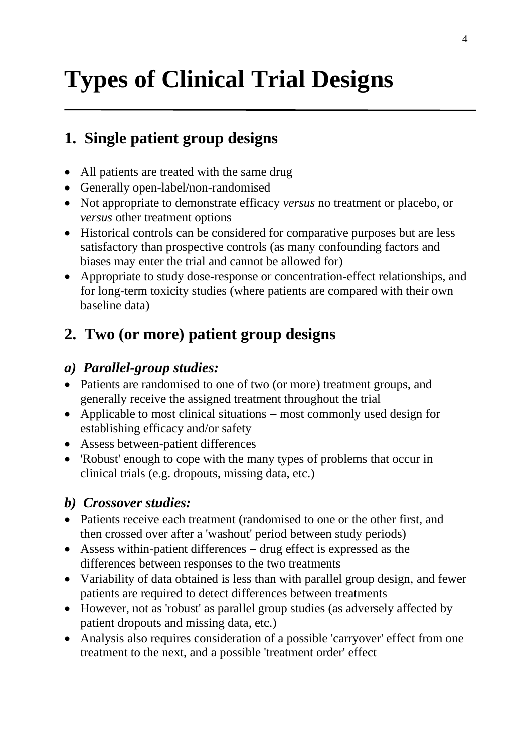# Types of Clinical Trial Designs

## 1. Single patient group designs

- All patients are treated with the same drug
- Generally open-label/non-randomised
- Not appropriate to demonstrate efficacy *versus* no treatment or placebo, or *versus* other treatment options
- Historical controls can be considered for comparative purposes but are less satisfactory than prospective controls (as many confounding factors and biases may enter the trial and cannot be allowed for)
- Appropriate to study dose-response or concentration-effect relationships, and for long-term toxicity studies (where patients are compared with their own baseline data)

## 2. Two (or more) patient group designs

### *a) Parallel-group studies:*

- Patients are randomised to one of two (or more) treatment groups, and generally receive the assigned treatment throughout the trial
- Applicable to most clinical situations – most commonly used design for establishing efficacy and/or safety
- Assess between-patient differences
- 'Robust' enough to cope with the many types of problems that occur in clinical trials (e.g. dropouts, missing data, etc.)

### *b) Crossover studies:*

- Patients receive each treatment (randomised to one or the other first, and then crossed over after a 'washout' period between study periods)
- Assess within-patient differences – drug effect is expressed as the differences between responses to the two treatments
- Variability of data obtained is less than with parallel group design, and fewer patients are required to detect differences between treatments
- However, not as 'robust' as parallel group studies (as adversely affected by patient dropouts and missing data, etc.)
- Analysis also requires consideration of a possible 'carryover' effect from one treatment to the next, and a possible 'treatment order' effect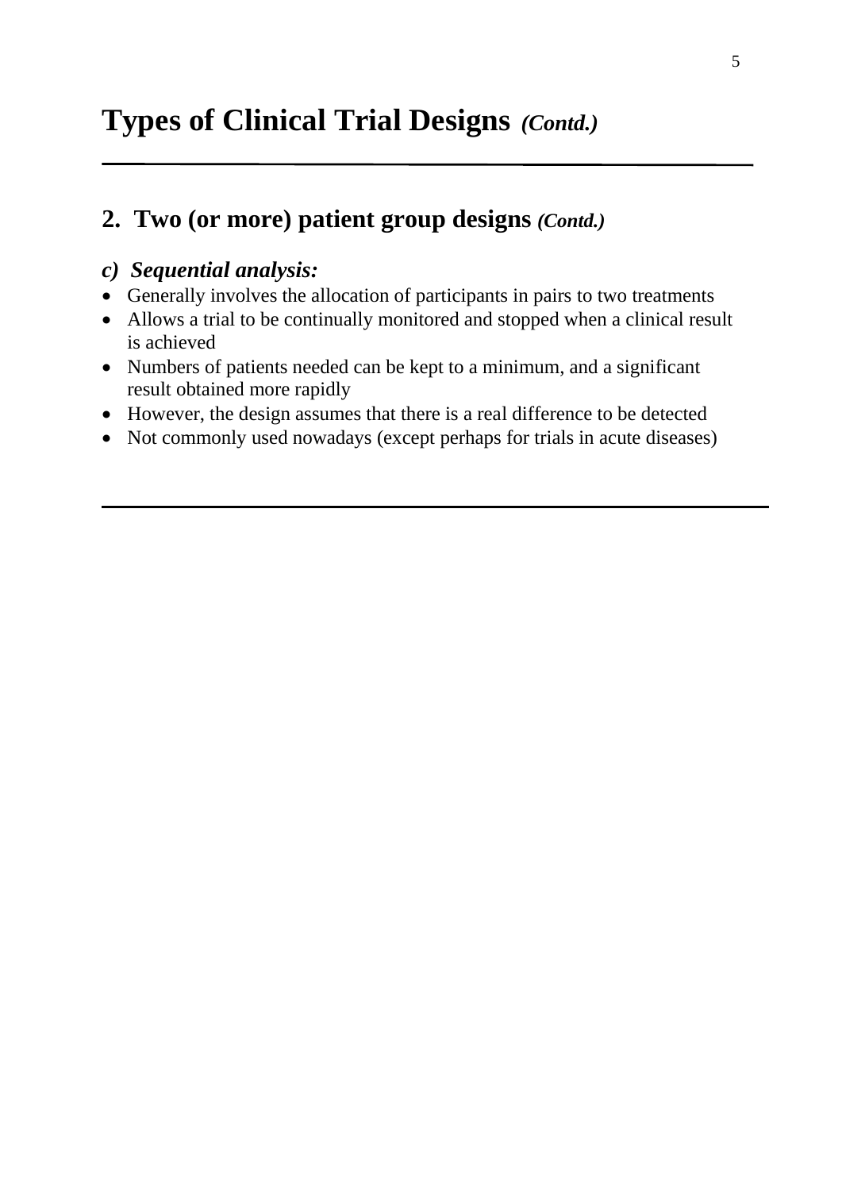# Types of Clinical Trial Designs *(Contd.)*

## 2. Two (or more) patient group designs *(Contd.)*

### *c) Sequential analysis:*

- Generally involves the allocation of participants in pairs to two treatments
- Allows a trial to be continually monitored and stopped when a clinical result is achieved
- Numbers of patients needed can be kept to a minimum, and a significant result obtained more rapidly
- However, the design assumes that there is a real difference to be detected
- Not commonly used nowadays (except perhaps for trials in acute diseases)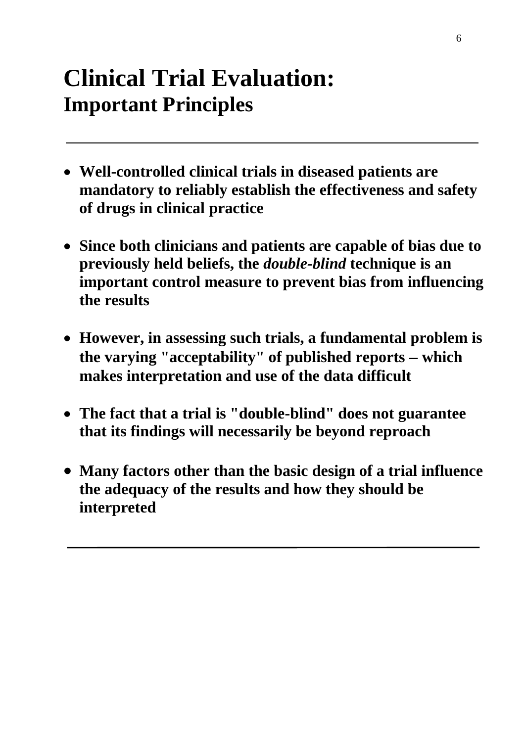# Clinical Trial Evaluation:
## Important Principles

---

- **Well-controlled clinical trials in diseased patients are mandatory to reliably establish the effectiveness and safety of drugs in clinical practice**

- **Since both clinicians and patients are capable of bias due to previously held beliefs, the *double-blind* technique is an important control measure to prevent bias from influencing the results**

- **However, in assessing such trials, a fundamental problem is the varying "acceptability" of published reports – which makes interpretation and use of the data difficult**

- **The fact that a trial is "double-blind" does not guarantee that its findings will necessarily be beyond reproach**

- **Many factors other than the basic design of a trial influence the adequacy of the results and how they should be interpreted**

---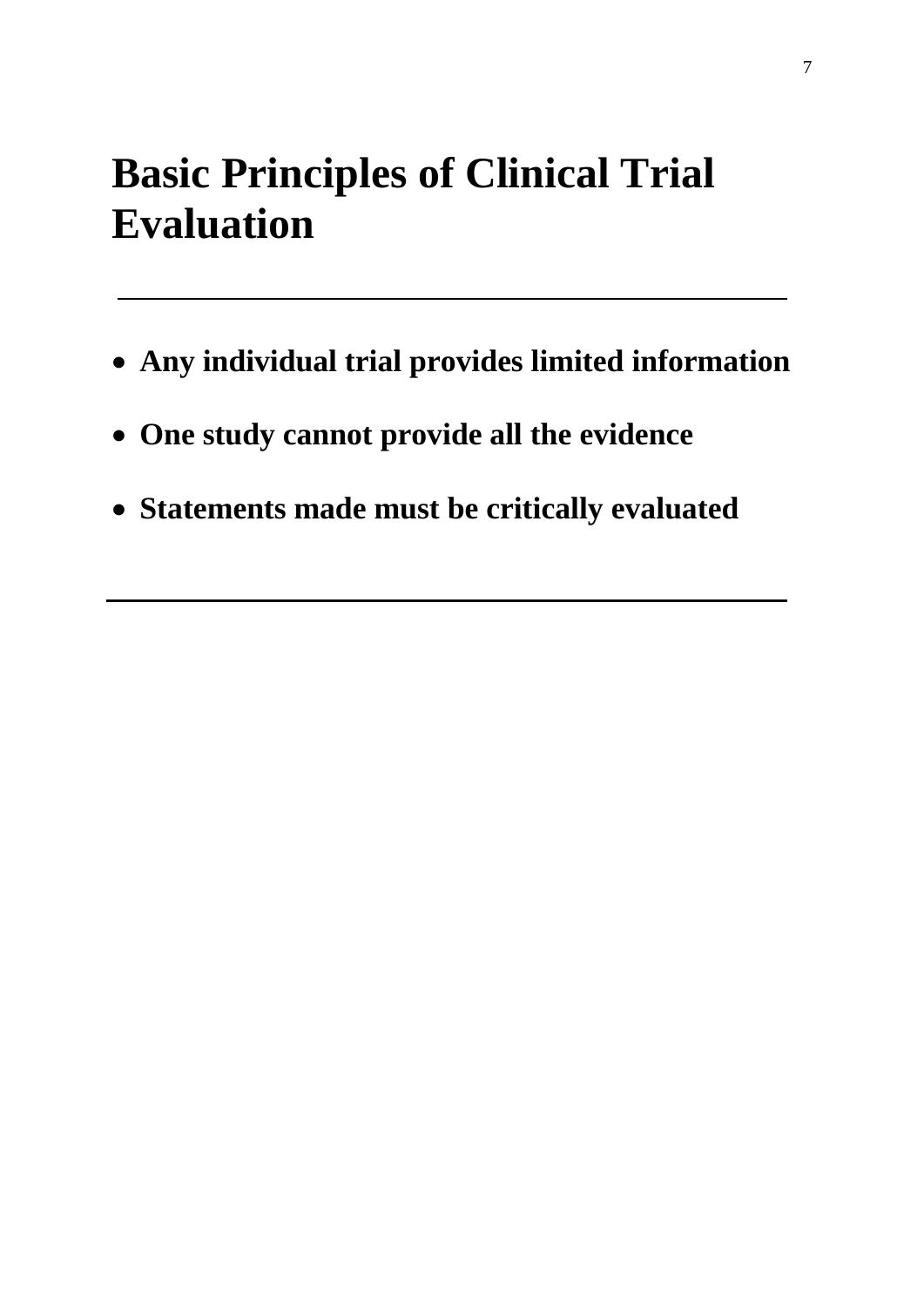# Basic Principles of Clinical Trial Evaluation

---

- **Any individual trial provides limited information**
- **One study cannot provide all the evidence**
- **Statements made must be critically evaluated**

---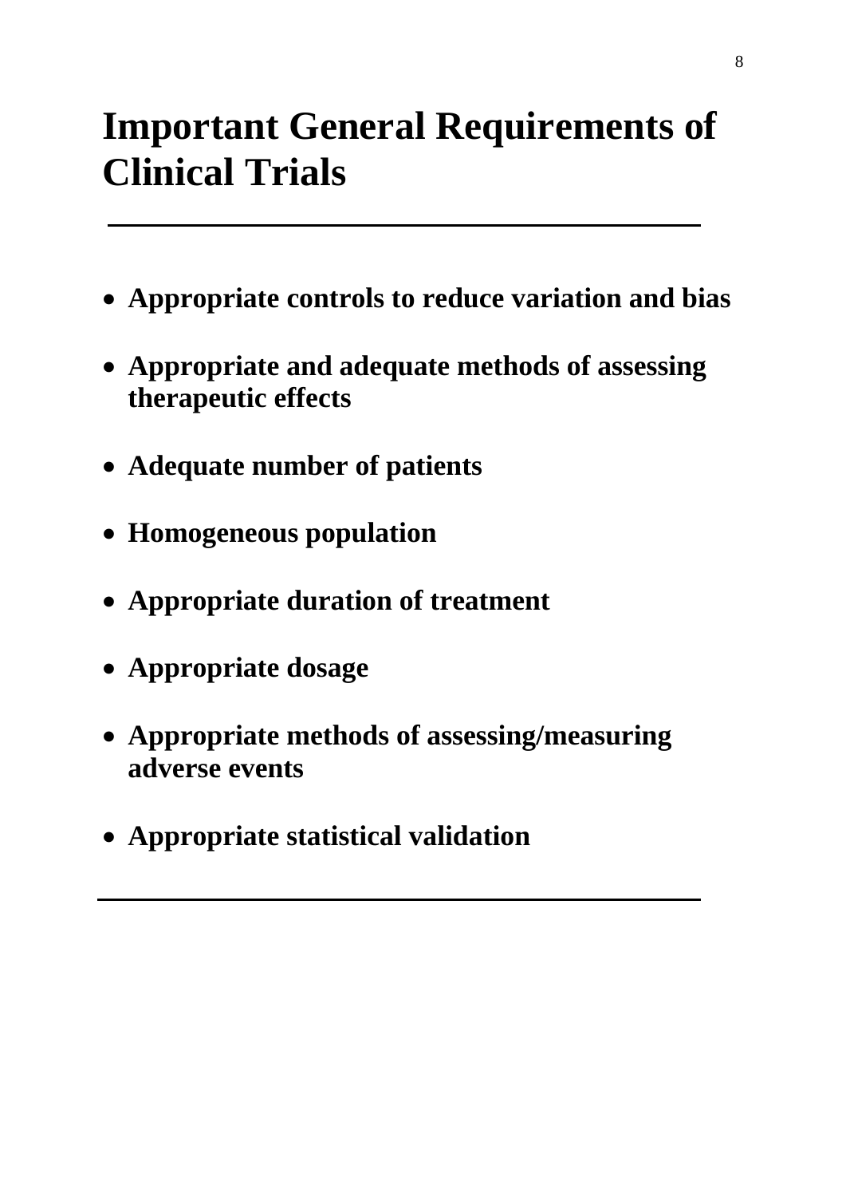# Important General Requirements of Clinical Trials

---

- **Appropriate controls to reduce variation and bias**
- **Appropriate and adequate methods of assessing therapeutic effects**
- **Adequate number of patients**
- **Homogeneous population**
- **Appropriate duration of treatment**
- **Appropriate dosage**
- **Appropriate methods of assessing/measuring adverse events**
- **Appropriate statistical validation**

---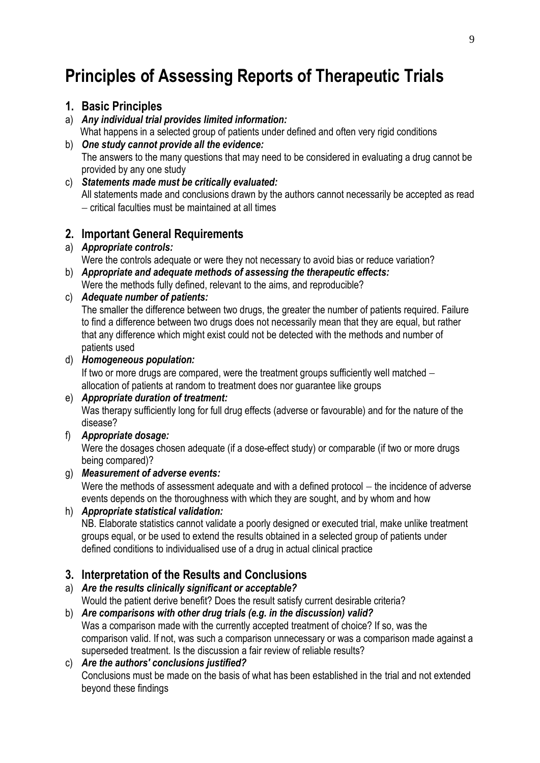# Principles of Assessing Reports of Therapeutic Trials

## 1. Basic Principles

a) ***Any individual trial provides limited information:***
What happens in a selected group of patients under defined and often very rigid conditions

b) ***One study cannot provide all the evidence:***
The answers to the many questions that may need to be considered in evaluating a drug cannot be provided by any one study

c) ***Statements made must be critically evaluated:***
All statements made and conclusions drawn by the authors cannot necessarily be accepted as read – critical faculties must be maintained at all times

## 2. Important General Requirements

a) ***Appropriate controls:***
Were the controls adequate or were they not necessary to avoid bias or reduce variation?

b) ***Appropriate and adequate methods of assessing the therapeutic effects:***
Were the methods fully defined, relevant to the aims, and reproducible?

c) ***Adequate number of patients:***
The smaller the difference between two drugs, the greater the number of patients required. Failure to find a difference between two drugs does not necessarily mean that they are equal, but rather that any difference which might exist could not be detected with the methods and number of patients used

d) ***Homogeneous population:***
If two or more drugs are compared, were the treatment groups sufficiently well matched – allocation of patients at random to treatment does nor guarantee like groups

e) ***Appropriate duration of treatment:***
Was therapy sufficiently long for full drug effects (adverse or favourable) and for the nature of the disease?

f) ***Appropriate dosage:***
Were the dosages chosen adequate (if a dose-effect study) or comparable (if two or more drugs being compared)?

g) ***Measurement of adverse events:***
Were the methods of assessment adequate and with a defined protocol – the incidence of adverse events depends on the thoroughness with which they are sought, and by whom and how

h) ***Appropriate statistical validation:***
NB. Elaborate statistics cannot validate a poorly designed or executed trial, make unlike treatment groups equal, or be used to extend the results obtained in a selected group of patients under defined conditions to individualised use of a drug in actual clinical practice

## 3. Interpretation of the Results and Conclusions

a) ***Are the results clinically significant or acceptable?***
Would the patient derive benefit? Does the result satisfy current desirable criteria?

b) ***Are comparisons with other drug trials (e.g. in the discussion) valid?***
Was a comparison made with the currently accepted treatment of choice? If so, was the comparison valid. If not, was such a comparison unnecessary or was a comparison made against a superseded treatment. Is the discussion a fair review of reliable results?

c) ***Are the authors' conclusions justified?***
Conclusions must be made on the basis of what has been established in the trial and not extended beyond these findings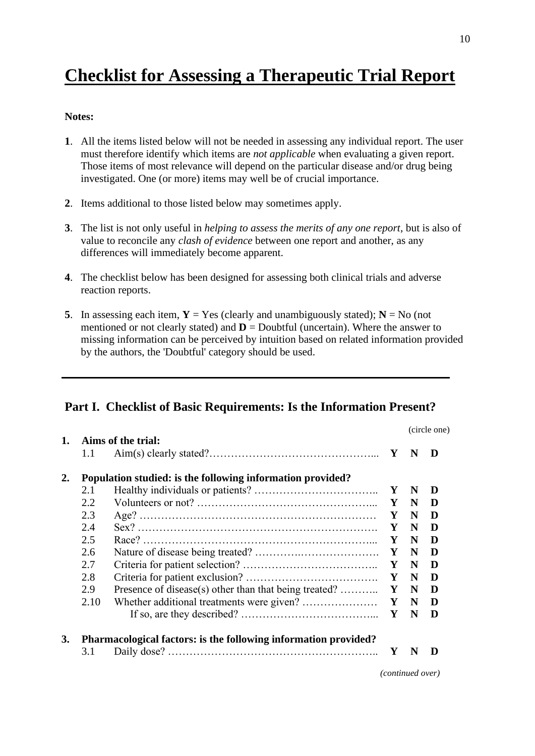# Checklist for Assessing a Therapeutic Trial Report

**Notes:**

**1**. All the items listed below will not be needed in assessing any individual report. The user must therefore identify which items are *not applicable* when evaluating a given report. Those items of most relevance will depend on the particular disease and/or drug being investigated. One (or more) items may well be of crucial importance.

**2**. Items additional to those listed below may sometimes apply.

**3**. The list is not only useful in *helping to assess the merits of any one report*, but is also of value to reconcile any *clash of evidence* between one report and another, as any differences will immediately become apparent.

**4**. The checklist below has been designed for assessing both clinical trials and adverse reaction reports.

**5**. In assessing each item, **Y** = Yes (clearly and unambiguously stated); **N** = No (not mentioned or not clearly stated) and **D** = Doubtful (uncertain). Where the answer to missing information can be perceived by intuition based on related information provided by the authors, the 'Doubtful' category should be used.

---

## Part I. Checklist of Basic Requirements: Is the Information Present?

(circle one)

**1. Aims of the trial:**

| | | | | |
|---|---|---|---|---|
| 1.1 | Aim(s) clearly stated?………………………………………... | **Y** | **N** | **D** |

**2. Population studied: is the following information provided?**

| | | | | |
|---|---|---|---|---|
| 2.1 | Healthy individuals or patients? …………………………….. | **Y** | **N** | **D** |
| 2.2 | Volunteers or not? ………………………………………... | **Y** | **N** | **D** |
| 2.3 | Age? ……………………………………………………… | **Y** | **N** | **D** |
| 2.4 | Sex? ………………………………………………………. | **Y** | **N** | **D** |
| 2.5 | Race? ……………………………………………………... | **Y** | **N** | **D** |
| 2.6 | Nature of disease being treated? ………….………………. | **Y** | **N** | **D** |
| 2.7 | Criteria for patient selection? ……………………………….. | **Y** | **N** | **D** |
| 2.8 | Criteria for patient exclusion? ………………………………. | **Y** | **N** | **D** |
| 2.9 | Presence of disease(s) other than that being treated? ………... | **Y** | **N** | **D** |
| 2.10 | Whether additional treatments were given? ………………… | **Y** | **N** | **D** |
| | If so, are they described? ………………………………... | **Y** | **N** | **D** |

**3. Pharmacological factors: is the following information provided?**

| | | | | |
|---|---|---|---|---|
| 3.1 | Daily dose? ………………………………………………….. | **Y** | **N** | **D** |

*(continued over)*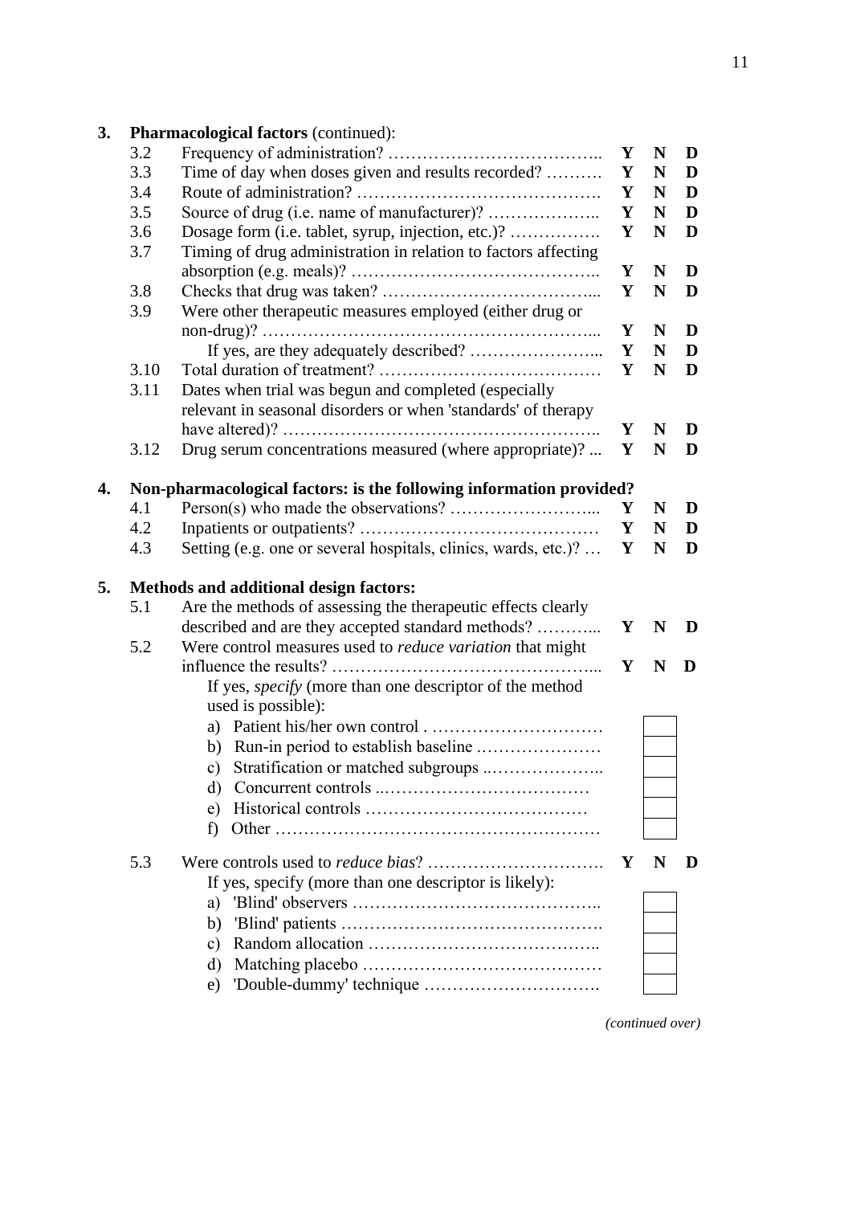**3. Pharmacological factors** (continued):

| | | | | |
|---|---|---|---|---|
| 3.2 | Frequency of administration? ……………………………….. | **Y** | **N** | **D** |
| 3.3 | Time of day when doses given and results recorded? ………. | **Y** | **N** | **D** |
| 3.4 | Route of administration? ……………………………………. | **Y** | **N** | **D** |
| 3.5 | Source of drug (i.e. name of manufacturer)? ……………….. | **Y** | **N** | **D** |
| 3.6 | Dosage form (i.e. tablet, syrup, injection, etc.)? ……………. | **Y** | **N** | **D** |
| 3.7 | Timing of drug administration in relation to factors affecting absorption (e.g. meals)? …………………………………….. | **Y** | **N** | **D** |
| 3.8 | Checks that drug was taken? ………………………………... | **Y** | **N** | **D** |
| 3.9 | Were other therapeutic measures employed (either drug or non-drug)? …………………………………………………... | **Y** | **N** | **D** |
| | If yes, are they adequately described? …………………... | **Y** | **N** | **D** |
| 3.10 | Total duration of treatment? ………………………………… | **Y** | **N** | **D** |
| 3.11 | Dates when trial was begun and completed (especially relevant in seasonal disorders or when 'standards' of therapy have altered)? …………………………………………….. | **Y** | **N** | **D** |
| 3.12 | Drug serum concentrations measured (where appropriate)? ... | **Y** | **N** | **D** |

**4. Non-pharmacological factors: is the following information provided?**

| | | | | |
|---|---|---|---|---|
| 4.1 | Person(s) who made the observations? ……………………... | **Y** | **N** | **D** |
| 4.2 | Inpatients or outpatients? …………………………………… | **Y** | **N** | **D** |
| 4.3 | Setting (e.g. one or several hospitals, clinics, wards, etc.)? … | **Y** | **N** | **D** |

**5. Methods and additional design factors:**

| | | | | |
|---|---|---|---|---|
| 5.1 | Are the methods of assessing the therapeutic effects clearly described and are they accepted standard methods? ………... | **Y** | **N** | **D** |
| 5.2 | Were control measures used to *reduce variation* that might influence the results? ……………………………………... | **Y** | **N** | **D** |

If yes, *specify* (more than one descriptor of the method used is possible):

- a) Patient his/her own control . ………………………… ☐
- b) Run-in period to establish baseline …………………… ☐
- c) Stratification or matched subgroups ..……………….. ☐
- d) Concurrent controls ..……………………………… ☐
- e) Historical controls ………………………………… ☐
- f) Other ………………………………………………… ☐

| | | | | |
|---|---|---|---|---|
| 5.3 | Were controls used to *reduce bias*? …………………………. | **Y** | **N** | **D** |

If yes, specify (more than one descriptor is likely):

- a) 'Blind' observers …………………………………….. ☐
- b) 'Blind' patients ………………………………………. ☐
- c) Random allocation ………………………………….. ☐
- d) Matching placebo …………………………………… ☐
- e) 'Double-dummy' technique …………………………. ☐

*(continued over)*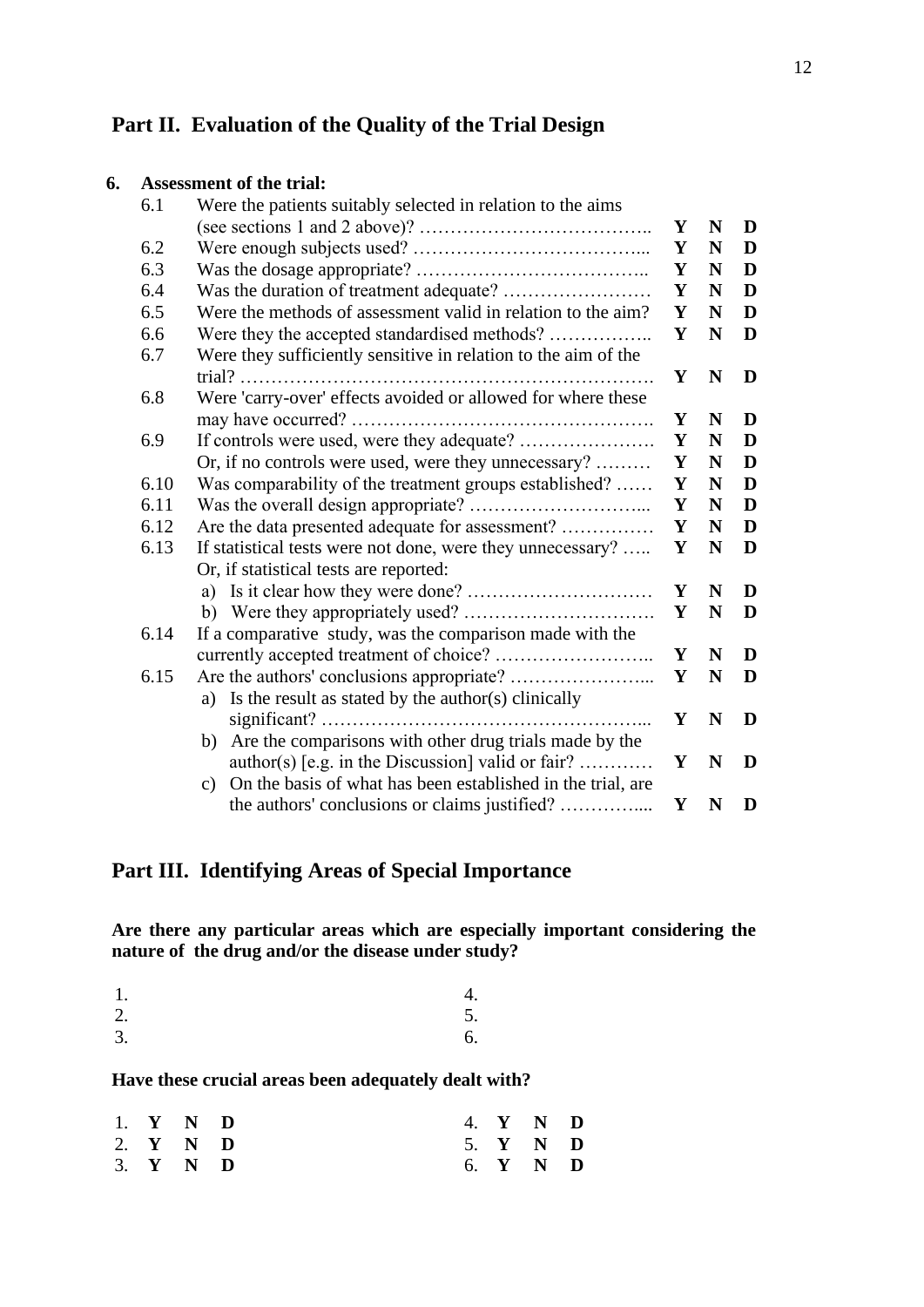## Part II. Evaluation of the Quality of the Trial Design

**6. Assessment of the trial:**

| | | | | |
|---|---|---|---|---|
| 6.1 | Were the patients suitably selected in relation to the aims (see sections 1 and 2 above)? …………………………….. | **Y** | **N** | **D** |
| 6.2 | Were enough subjects used? ………………………………... | **Y** | **N** | **D** |
| 6.3 | Was the dosage appropriate? ……………………………….. | **Y** | **N** | **D** |
| 6.4 | Was the duration of treatment adequate? …………………… | **Y** | **N** | **D** |
| 6.5 | Were the methods of assessment valid in relation to the aim? | **Y** | **N** | **D** |
| 6.6 | Were they the accepted standardised methods? …………….. | **Y** | **N** | **D** |
| 6.7 | Were they sufficiently sensitive in relation to the aim of the trial? ………………………………………………………. | **Y** | **N** | **D** |
| 6.8 | Were 'carry-over' effects avoided or allowed for where these may have occurred? …………………………………………. | **Y** | **N** | **D** |
| 6.9 | If controls were used, were they adequate? …………………. | **Y** | **N** | **D** |
| | Or, if no controls were used, were they unnecessary? ……… | **Y** | **N** | **D** |
| 6.10 | Was comparability of the treatment groups established? …… | **Y** | **N** | **D** |
| 6.11 | Was the overall design appropriate? ………………………... | **Y** | **N** | **D** |
| 6.12 | Are the data presented adequate for assessment? …………… | **Y** | **N** | **D** |
| 6.13 | If statistical tests were not done, were they unnecessary? ….. | **Y** | **N** | **D** |
| | Or, if statistical tests are reported: | | | |
| | a) Is it clear how they were done? ………………………… | **Y** | **N** | **D** |
| | b) Were they appropriately used? …………………………. | **Y** | **N** | **D** |
| 6.14 | If a comparative study, was the comparison made with the currently accepted treatment of choice? …………………….. | **Y** | **N** | **D** |
| 6.15 | Are the authors' conclusions appropriate? …………………... | **Y** | **N** | **D** |
| | a) Is the result as stated by the author(s) clinically significant? ……………………………………………... | **Y** | **N** | **D** |
| | b) Are the comparisons with other drug trials made by the author(s) [e.g. in the Discussion] valid or fair? ………… | **Y** | **N** | **D** |
| | c) On the basis of what has been established in the trial, are the authors' conclusions or claims justified? ………….... | **Y** | **N** | **D** |

## Part III. Identifying Areas of Special Importance

**Are there any particular areas which are especially important considering the nature of the drug and/or the disease under study?**

1. 
2. 
3. 
4. 
5. 
6. 

**Have these crucial areas been adequately dealt with?**

1. **Y N D**
2. **Y N D**
3. **Y N D**
4. **Y N D**
5. **Y N D**
6. **Y N D**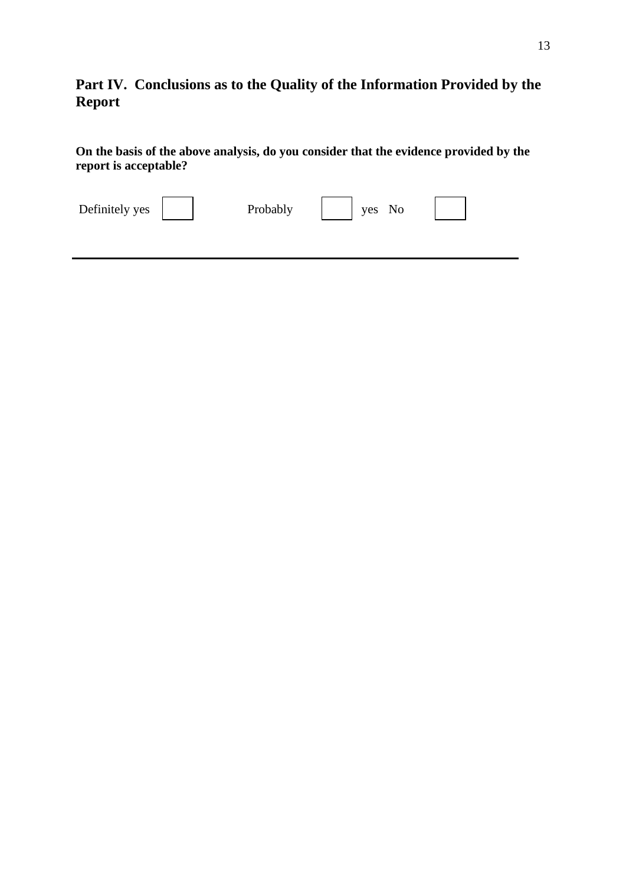## Part IV. Conclusions as to the Quality of the Information Provided by the Report

**On the basis of the above analysis, do you consider that the evidence provided by the report is acceptable?**

Definitely yes ☐ Probably ☐ yes No ☐

---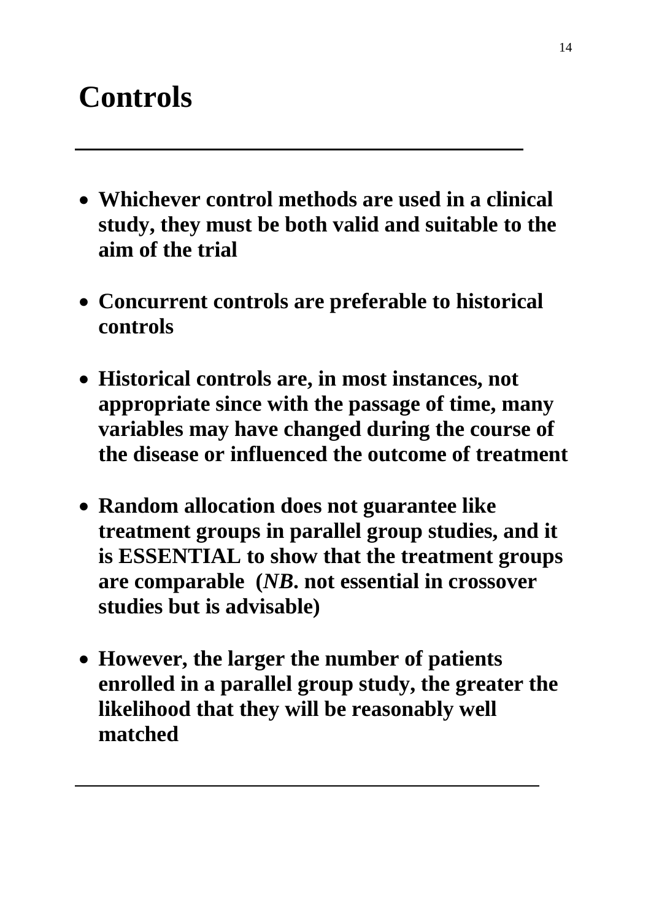# Controls

---

- **Whichever control methods are used in a clinical study, they must be both valid and suitable to the aim of the trial**

- **Concurrent controls are preferable to historical controls**

- **Historical controls are, in most instances, not appropriate since with the passage of time, many variables may have changed during the course of the disease or influenced the outcome of treatment**

- **Random allocation does not guarantee like treatment groups in parallel group studies, and it is ESSENTIAL to show that the treatment groups are comparable (*NB.* not essential in crossover studies but is advisable)**

- **However, the larger the number of patients enrolled in a parallel group study, the greater the likelihood that they will be reasonably well matched**

---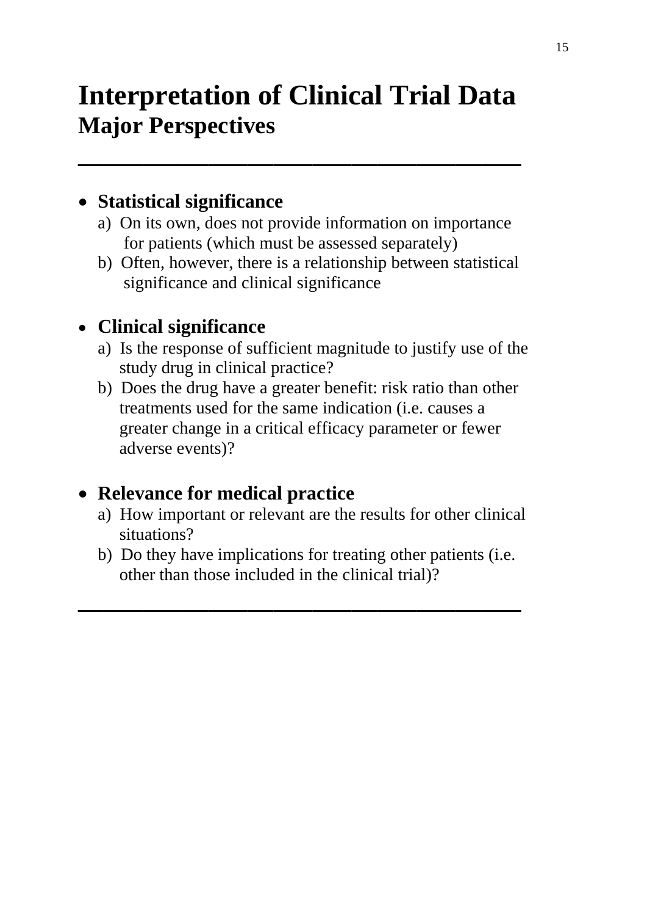# Interpretation of Clinical Trial Data
## Major Perspectives

---

- **Statistical significance**
  a) On its own, does not provide information on importance for patients (which must be assessed separately)
  b) Often, however, there is a relationship between statistical significance and clinical significance

- **Clinical significance**
  a) Is the response of sufficient magnitude to justify use of the study drug in clinical practice?
  b) Does the drug have a greater benefit: risk ratio than other treatments used for the same indication (i.e. causes a greater change in a critical efficacy parameter or fewer adverse events)?

- **Relevance for medical practice**
  a) How important or relevant are the results for other clinical situations?
  b) Do they have implications for treating other patients (i.e. other than those included in the clinical trial)?

---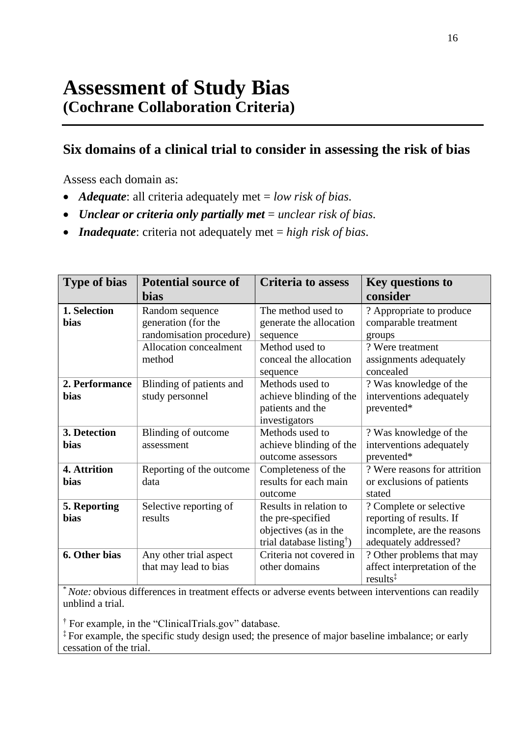# Assessment of Study Bias
## (Cochrane Collaboration Criteria)

### Six domains of a clinical trial to consider in assessing the risk of bias

Assess each domain as:

- ***Adequate***: all criteria adequately met = *low risk of bias.*
- ***Unclear or criteria only partially met*** = *unclear risk of bias.*
- ***Inadequate***: criteria not adequately met = *high risk of bias*.

| Type of bias | Potential source of bias | Criteria to assess | Key questions to consider |
|---|---|---|---|
| **1. Selection bias** | Random sequence generation (for the randomisation procedure) | The method used to generate the allocation sequence | ? Appropriate to produce comparable treatment groups |
| | Allocation concealment method | Method used to conceal the allocation sequence | ? Were treatment assignments adequately concealed |
| **2. Performance bias** | Blinding of patients and study personnel | Methods used to achieve blinding of the patients and the investigators | ? Was knowledge of the interventions adequately prevented* |
| **3. Detection bias** | Blinding of outcome assessment | Methods used to achieve blinding of the outcome assessors | ? Was knowledge of the interventions adequately prevented* |
| **4. Attrition bias** | Reporting of the outcome data | Completeness of the results for each main outcome | ? Were reasons for attrition or exclusions of patients stated |
| **5. Reporting bias** | Selective reporting of results | Results in relation to the pre-specified objectives (as in the trial database listing†) | ? Complete or selective reporting of results. If incomplete, are the reasons adequately addressed? |
| **6. Other bias** | Any other trial aspect that may lead to bias | Criteria not covered in other domains | ? Other problems that may affect interpretation of the results‡ |

\* *Note:* obvious differences in treatment effects or adverse events between interventions can readily unblind a trial.

† For example, in the "ClinicalTrials.gov" database.

‡ For example, the specific study design used; the presence of major baseline imbalance; or early cessation of the trial.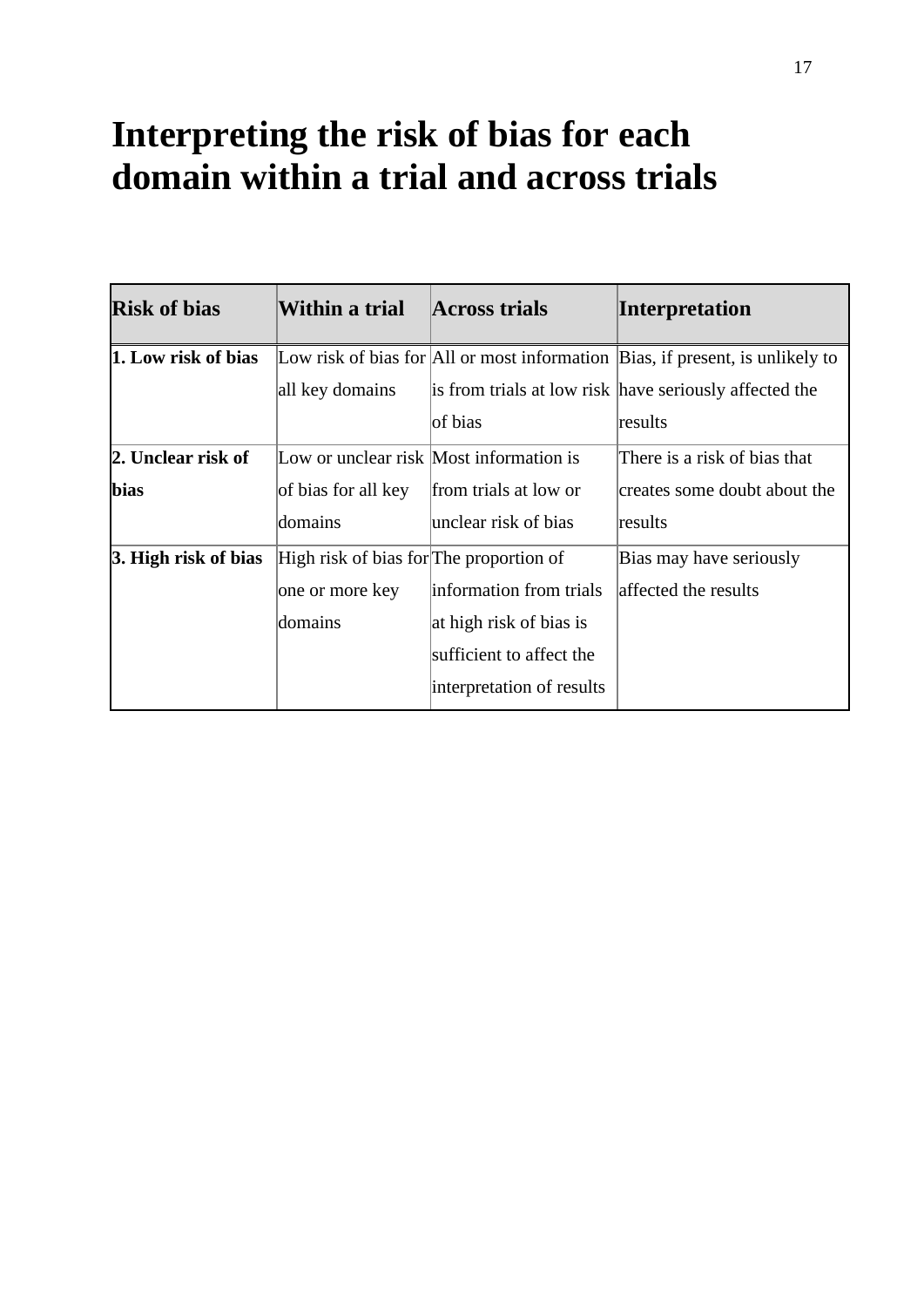# Interpreting the risk of bias for each domain within a trial and across trials

| Risk of bias | Within a trial | Across trials | Interpretation |
|---|---|---|---|
| **1. Low risk of bias** | Low risk of bias for all key domains | All or most information is from trials at low risk of bias | Bias, if present, is unlikely to have seriously affected the results |
| **2. Unclear risk of bias** | Low or unclear risk of bias for all key domains | Most information is from trials at low or unclear risk of bias | There is a risk of bias that creates some doubt about the results |
| **3. High risk of bias** | High risk of bias for one or more key domains | The proportion of information from trials at high risk of bias is sufficient to affect the interpretation of results | Bias may have seriously affected the results |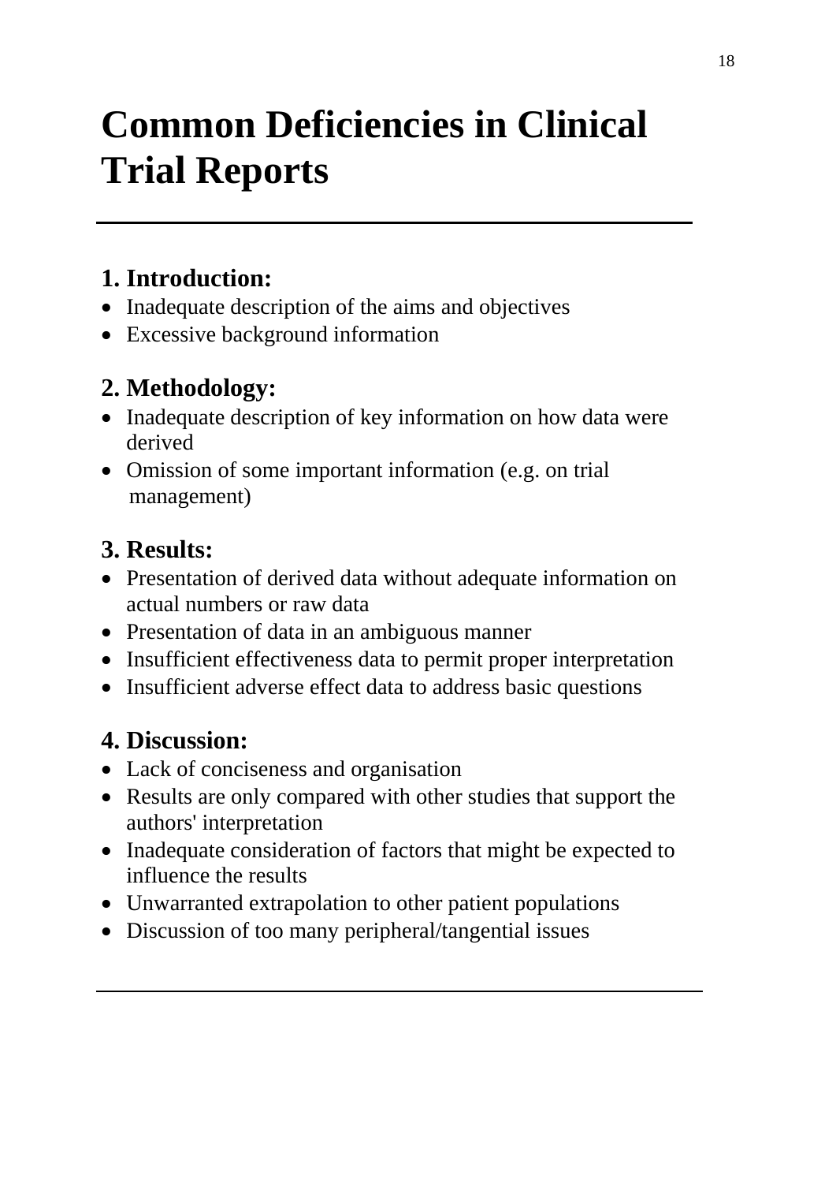# Common Deficiencies in Clinical Trial Reports

---

## 1. Introduction:

- Inadequate description of the aims and objectives
- Excessive background information

## 2. Methodology:

- Inadequate description of key information on how data were derived
- Omission of some important information (e.g. on trial management)

## 3. Results:

- Presentation of derived data without adequate information on actual numbers or raw data
- Presentation of data in an ambiguous manner
- Insufficient effectiveness data to permit proper interpretation
- Insufficient adverse effect data to address basic questions

## 4. Discussion:

- Lack of conciseness and organisation
- Results are only compared with other studies that support the authors' interpretation
- Inadequate consideration of factors that might be expected to influence the results
- Unwarranted extrapolation to other patient populations
- Discussion of too many peripheral/tangential issues

---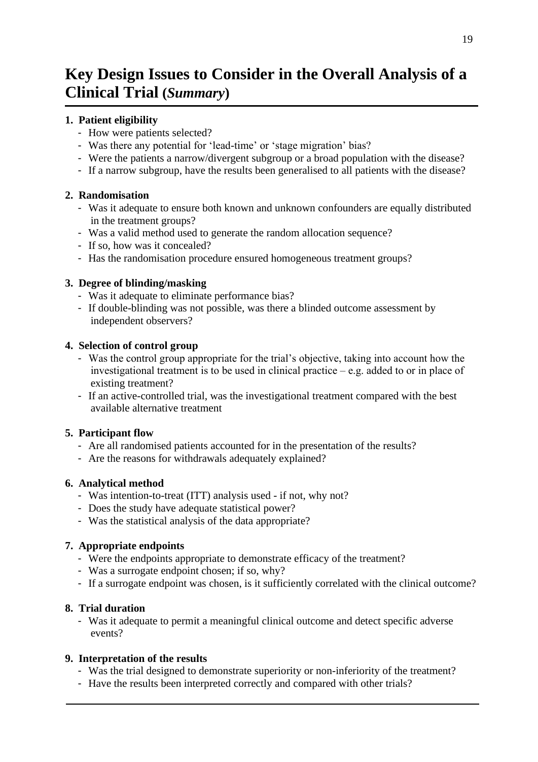# Key Design Issues to Consider in the Overall Analysis of a Clinical Trial (*Summary*)

**1. Patient eligibility**

- How were patients selected?
- Was there any potential for 'lead-time' or 'stage migration' bias?
- Were the patients a narrow/divergent subgroup or a broad population with the disease?
- If a narrow subgroup, have the results been generalised to all patients with the disease?

**2. Randomisation**

- Was it adequate to ensure both known and unknown confounders are equally distributed in the treatment groups?
- Was a valid method used to generate the random allocation sequence?
- If so, how was it concealed?
- Has the randomisation procedure ensured homogeneous treatment groups?

**3. Degree of blinding/masking**

- Was it adequate to eliminate performance bias?
- If double-blinding was not possible, was there a blinded outcome assessment by independent observers?

**4. Selection of control group**

- Was the control group appropriate for the trial's objective, taking into account how the investigational treatment is to be used in clinical practice – e.g. added to or in place of existing treatment?
- If an active-controlled trial, was the investigational treatment compared with the best available alternative treatment

**5. Participant flow**

- Are all randomised patients accounted for in the presentation of the results?
- Are the reasons for withdrawals adequately explained?

**6. Analytical method**

- Was intention-to-treat (ITT) analysis used - if not, why not?
- Does the study have adequate statistical power?
- Was the statistical analysis of the data appropriate?

**7. Appropriate endpoints**

- Were the endpoints appropriate to demonstrate efficacy of the treatment?
- Was a surrogate endpoint chosen; if so, why?
- If a surrogate endpoint was chosen, is it sufficiently correlated with the clinical outcome?

**8. Trial duration**

- Was it adequate to permit a meaningful clinical outcome and detect specific adverse events?

**9. Interpretation of the results**

- Was the trial designed to demonstrate superiority or non-inferiority of the treatment?
- Have the results been interpreted correctly and compared with other trials?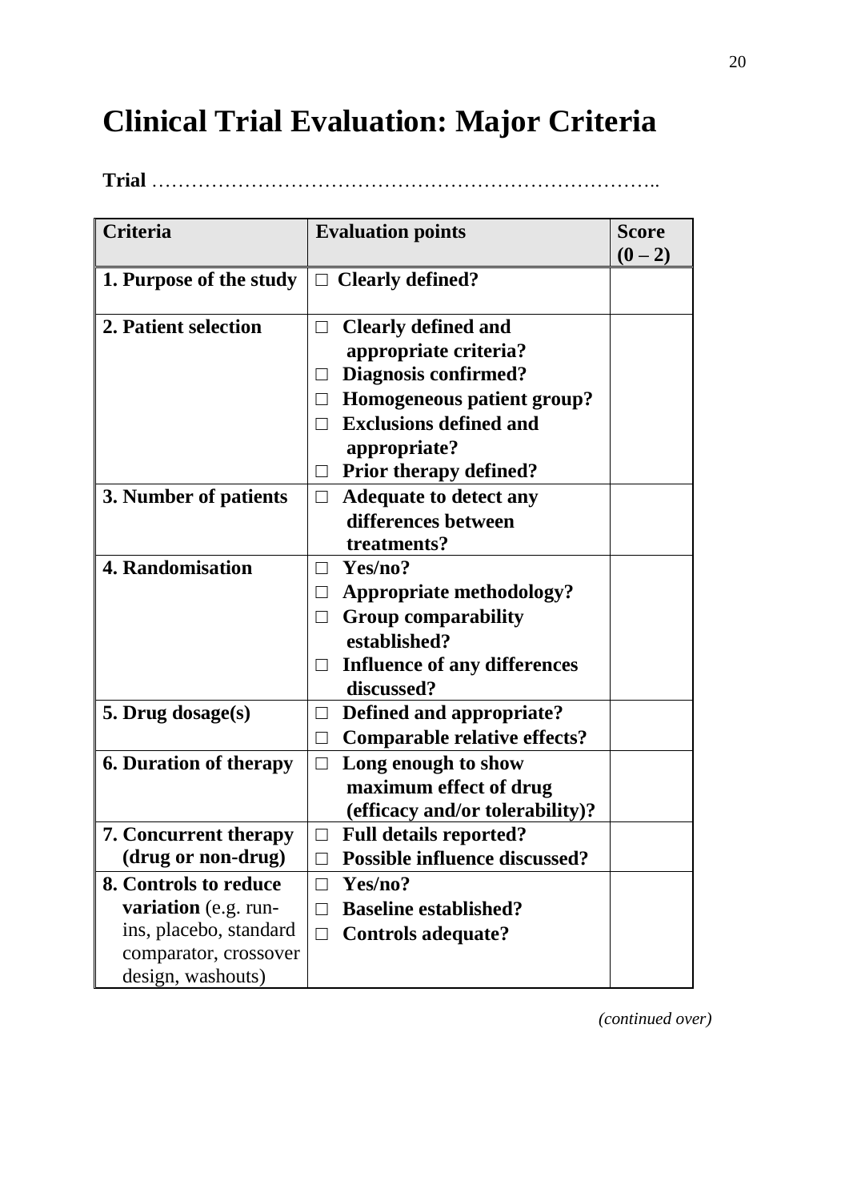# Clinical Trial Evaluation: Major Criteria

**Trial** …………………………………………………………………..

| Criteria | Evaluation points | Score (0 – 2) |
| --- | --- | --- |
| **1. Purpose of the study** | □ **Clearly defined?** | |
| **2. Patient selection** | □ **Clearly defined and appropriate criteria?**<br>□ **Diagnosis confirmed?**<br>□ **Homogeneous patient group?**<br>□ **Exclusions defined and appropriate?**<br>□ **Prior therapy defined?** | |
| **3. Number of patients** | □ **Adequate to detect any differences between treatments?** | |
| **4. Randomisation** | □ **Yes/no?**<br>□ **Appropriate methodology?**<br>□ **Group comparability established?**<br>□ **Influence of any differences discussed?** | |
| **5. Drug dosage(s)** | □ **Defined and appropriate?**<br>□ **Comparable relative effects?** | |
| **6. Duration of therapy** | □ **Long enough to show maximum effect of drug (efficacy and/or tolerability)?** | |
| **7. Concurrent therapy (drug or non-drug)** | □ **Full details reported?**<br>□ **Possible influence discussed?** | |
| **8. Controls to reduce variation** (e.g. run-ins, placebo, standard comparator, crossover design, washouts) | □ **Yes/no?**<br>□ **Baseline established?**<br>□ **Controls adequate?** | |

*(continued over)*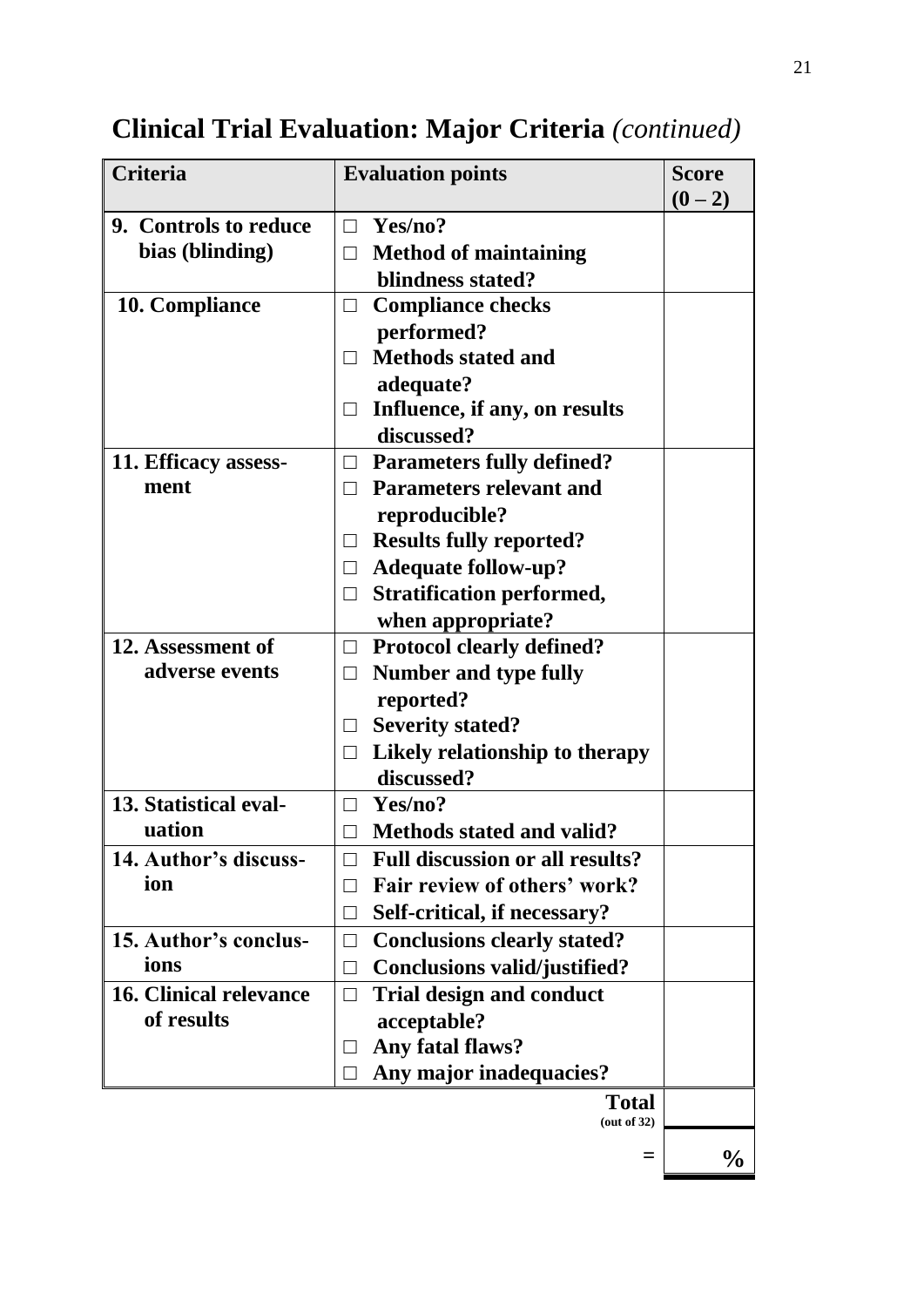# Clinical Trial Evaluation: Major Criteria *(continued)*

| Criteria | Evaluation points | Score (0 – 2) |
|---|---|---|
| **9. Controls to reduce bias (blinding)** | □ **Yes/no?**<br>□ **Method of maintaining blindness stated?** | |
| **10. Compliance** | □ **Compliance checks performed?**<br>□ **Methods stated and adequate?**<br>□ **Influence, if any, on results discussed?** | |
| **11. Efficacy assess-ment** | □ **Parameters fully defined?**<br>□ **Parameters relevant and reproducible?**<br>□ **Results fully reported?**<br>□ **Adequate follow-up?**<br>□ **Stratification performed, when appropriate?** | |
| **12. Assessment of adverse events** | □ **Protocol clearly defined?**<br>□ **Number and type fully reported?**<br>□ **Severity stated?**<br>□ **Likely relationship to therapy discussed?** | |
| **13. Statistical eval-uation** | □ **Yes/no?**<br>□ **Methods stated and valid?** | |
| **14. Author's discuss-ion** | □ **Full discussion or all results?**<br>□ **Fair review of others' work?**<br>□ **Self-critical, if necessary?** | |
| **15. Author's conclus-ions** | □ **Conclusions clearly stated?**<br>□ **Conclusions valid/justified?** | |
| **16. Clinical relevance of results** | □ **Trial design and conduct acceptable?**<br>□ **Any fatal flaws?**<br>□ **Any major inadequacies?** | |
| | **Total** (out of 32) | |
| | **=** | **%** |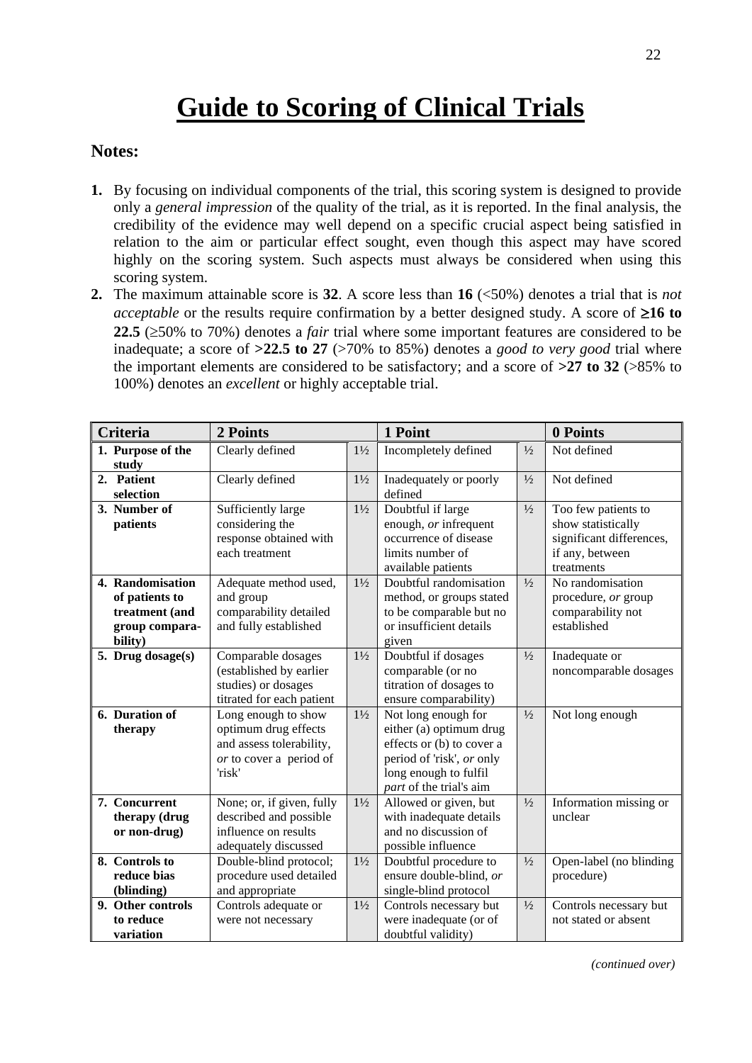# Guide to Scoring of Clinical Trials

## Notes:

1. By focusing on individual components of the trial, this scoring system is designed to provide only a *general impression* of the quality of the trial, as it is reported. In the final analysis, the credibility of the evidence may well depend on a specific crucial aspect being satisfied in relation to the aim or particular effect sought, even though this aspect may have scored highly on the scoring system. Such aspects must always be considered when using this scoring system.
2. The maximum attainable score is **32**. A score less than **16** (<50%) denotes a trial that is *not acceptable* or the results require confirmation by a better designed study. A score of **≥16 to 22.5** (≥50% to 70%) denotes a *fair* trial where some important features are considered to be inadequate; a score of **>22.5 to 27** (>70% to 85%) denotes a *good to very good* trial where the important elements are considered to be satisfactory; and a score of **>27 to 32** (>85% to 100%) denotes an *excellent* or highly acceptable trial.

| Criteria | 2 Points | | 1 Point | | 0 Points |
|---|---|---|---|---|---|
| **1. Purpose of the study** | Clearly defined | 1½ | Incompletely defined | ½ | Not defined |
| **2. Patient selection** | Clearly defined | 1½ | Inadequately or poorly defined | ½ | Not defined |
| **3. Number of patients** | Sufficiently large considering the response obtained with each treatment | 1½ | Doubtful if large enough, *or* infrequent occurrence of disease limits number of available patients | ½ | Too few patients to show statistically significant differences, if any, between treatments |
| **4. Randomisation of patients to treatment (and group comparability)** | Adequate method used, and group comparability detailed and fully established | 1½ | Doubtful randomisation method, or groups stated to be comparable but no or insufficient details given | ½ | No randomisation procedure, *or* group comparability not established |
| **5. Drug dosage(s)** | Comparable dosages (established by earlier studies) or dosages titrated for each patient | 1½ | Doubtful if dosages comparable (or no titration of dosages to ensure comparability) | ½ | Inadequate or noncomparable dosages |
| **6. Duration of therapy** | Long enough to show optimum drug effects and assess tolerability, *or* to cover a period of 'risk' | 1½ | Not long enough for either (a) optimum drug effects or (b) to cover a period of 'risk', *or* only long enough to fulfil *part* of the trial's aim | ½ | Not long enough |
| **7. Concurrent therapy (drug or non-drug)** | None; or, if given, fully described and possible influence on results adequately discussed | 1½ | Allowed or given, but with inadequate details and no discussion of possible influence | ½ | Information missing or unclear |
| **8. Controls to reduce bias (blinding)** | Double-blind protocol; procedure used detailed and appropriate | 1½ | Doubtful procedure to ensure double-blind, *or* single-blind protocol | ½ | Open-label (no blinding procedure) |
| **9. Other controls to reduce variation** | Controls adequate or were not necessary | 1½ | Controls necessary but were inadequate (or of doubtful validity) | ½ | Controls necessary but not stated or absent |

*(continued over)*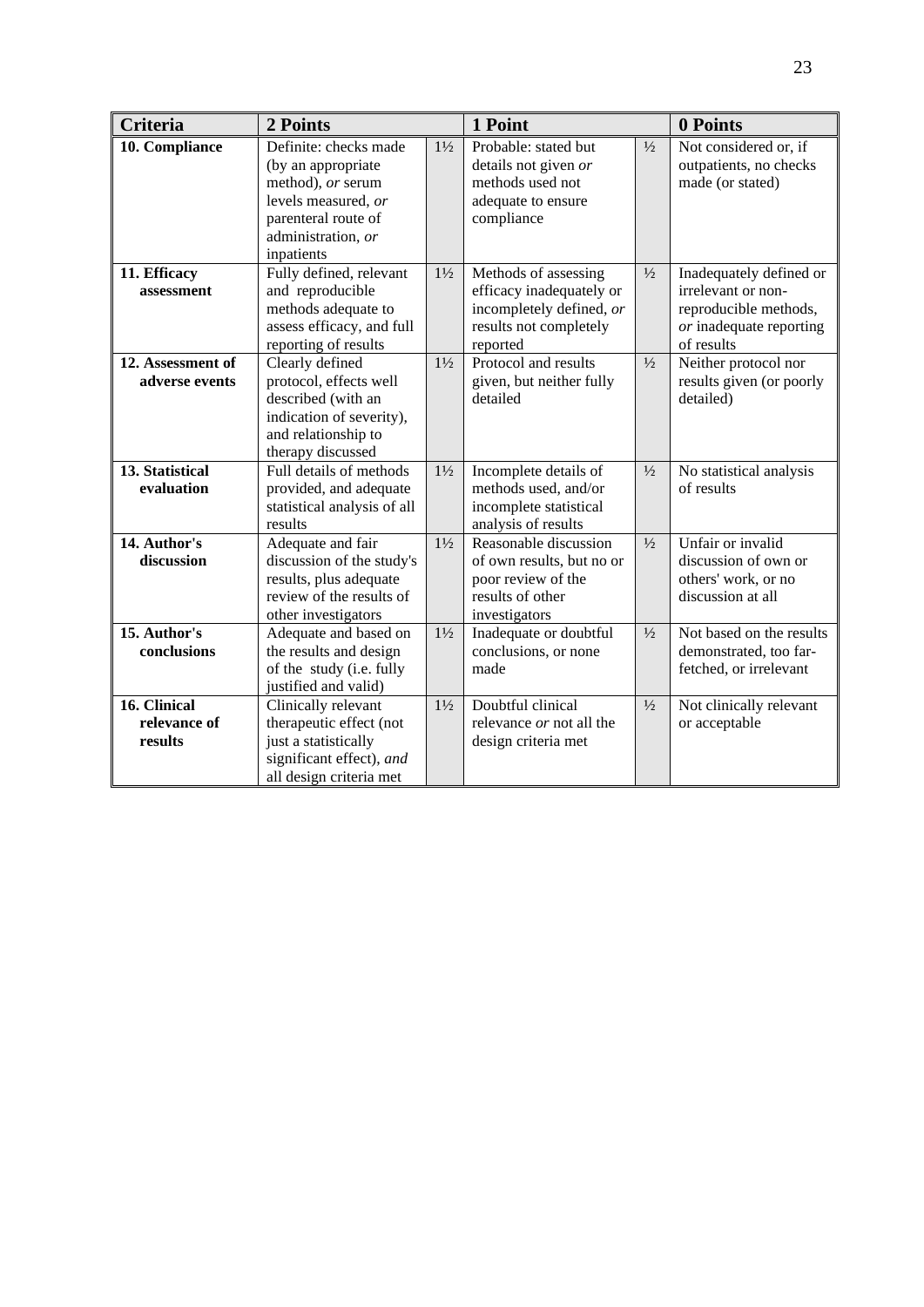| Criteria | 2 Points | | 1 Point | | 0 Points |
|---|---|---|---|---|---|
| **10. Compliance** | Definite: checks made (by an appropriate method), *or* serum levels measured, *or* parenteral route of administration, *or* inpatients | 1½ | Probable: stated but details not given *or* methods used not adequate to ensure compliance | ½ | Not considered or, if outpatients, no checks made (or stated) |
| **11. Efficacy assessment** | Fully defined, relevant and reproducible methods adequate to assess efficacy, and full reporting of results | 1½ | Methods of assessing efficacy inadequately or incompletely defined, *or* results not completely reported | ½ | Inadequately defined or irrelevant or non-reproducible methods, *or* inadequate reporting of results |
| **12. Assessment of adverse events** | Clearly defined protocol, effects well described (with an indication of severity), and relationship to therapy discussed | 1½ | Protocol and results given, but neither fully detailed | ½ | Neither protocol nor results given (or poorly detailed) |
| **13. Statistical evaluation** | Full details of methods provided, and adequate statistical analysis of all results | 1½ | Incomplete details of methods used, and/or incomplete statistical analysis of results | ½ | No statistical analysis of results |
| **14. Author's discussion** | Adequate and fair discussion of the study's results, plus adequate review of the results of other investigators | 1½ | Reasonable discussion of own results, but no or poor review of the results of other investigators | ½ | Unfair or invalid discussion of own or others' work, or no discussion at all |
| **15. Author's conclusions** | Adequate and based on the results and design of the study (i.e. fully justified and valid) | 1½ | Inadequate or doubtful conclusions, or none made | ½ | Not based on the results demonstrated, too far-fetched, or irrelevant |
| **16. Clinical relevance of results** | Clinically relevant therapeutic effect (not just a statistically significant effect), *and* all design criteria met | 1½ | Doubtful clinical relevance *or* not all the design criteria met | ½ | Not clinically relevant or acceptable |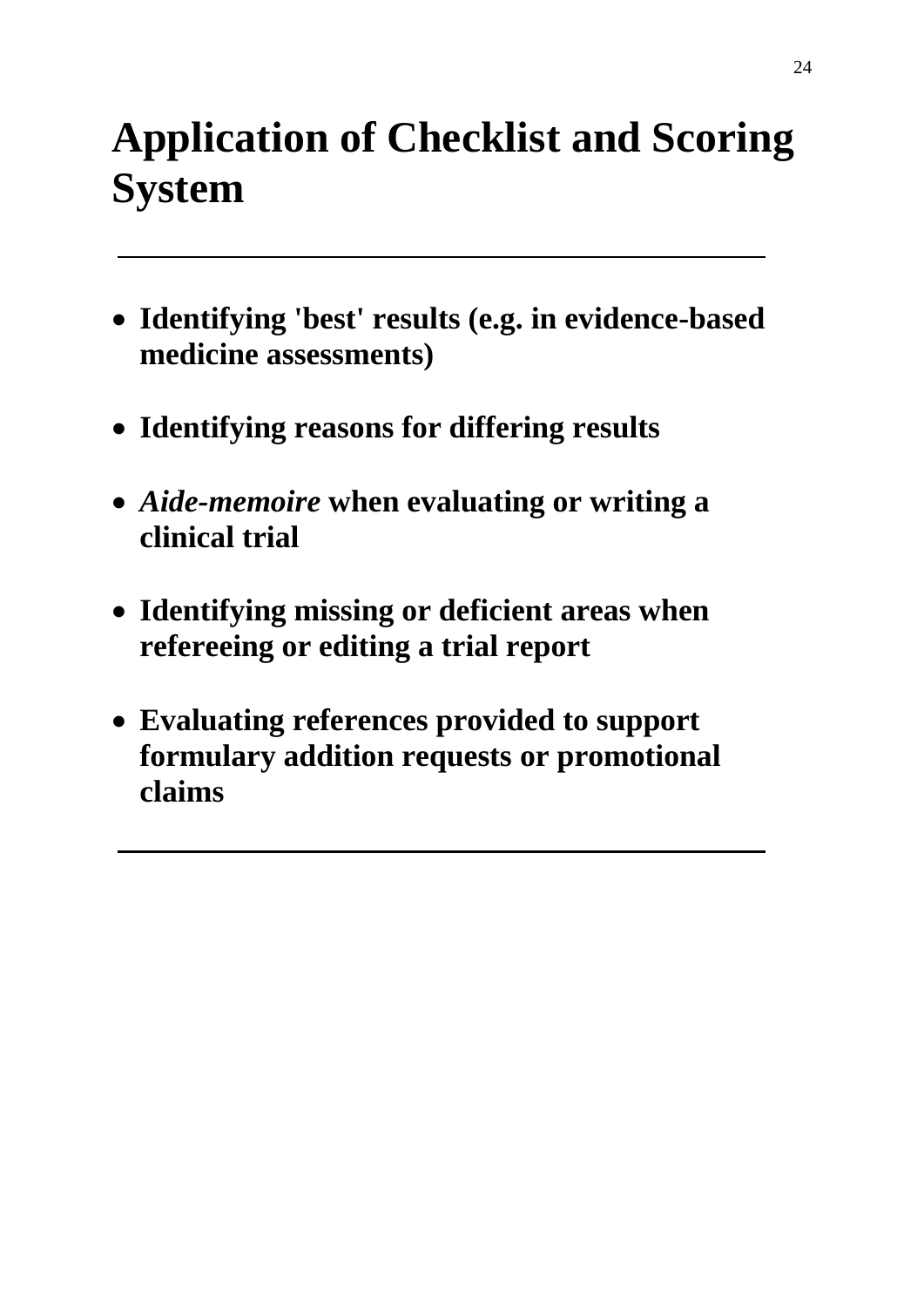# Application of Checklist and Scoring System

---

- **Identifying 'best' results (e.g. in evidence-based medicine assessments)**
- **Identifying reasons for differing results**
- ***Aide-memoire* when evaluating or writing a clinical trial**
- **Identifying missing or deficient areas when refereeing or editing a trial report**
- **Evaluating references provided to support formulary addition requests or promotional claims**

---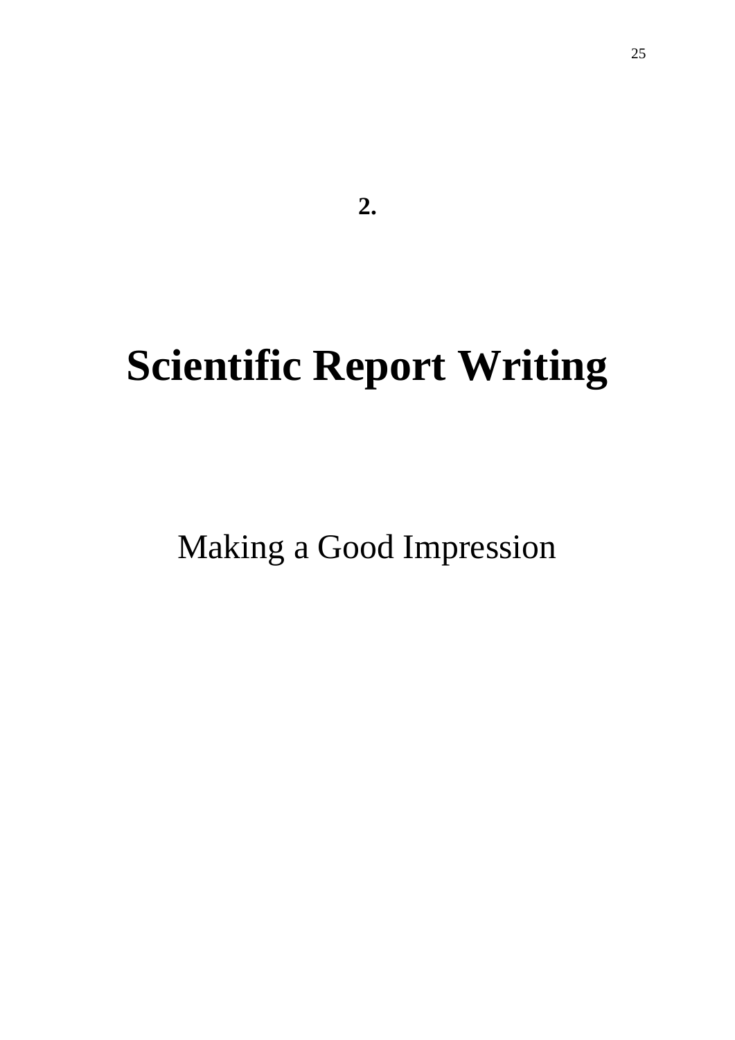**2.**

# Scientific Report Writing

Making a Good Impression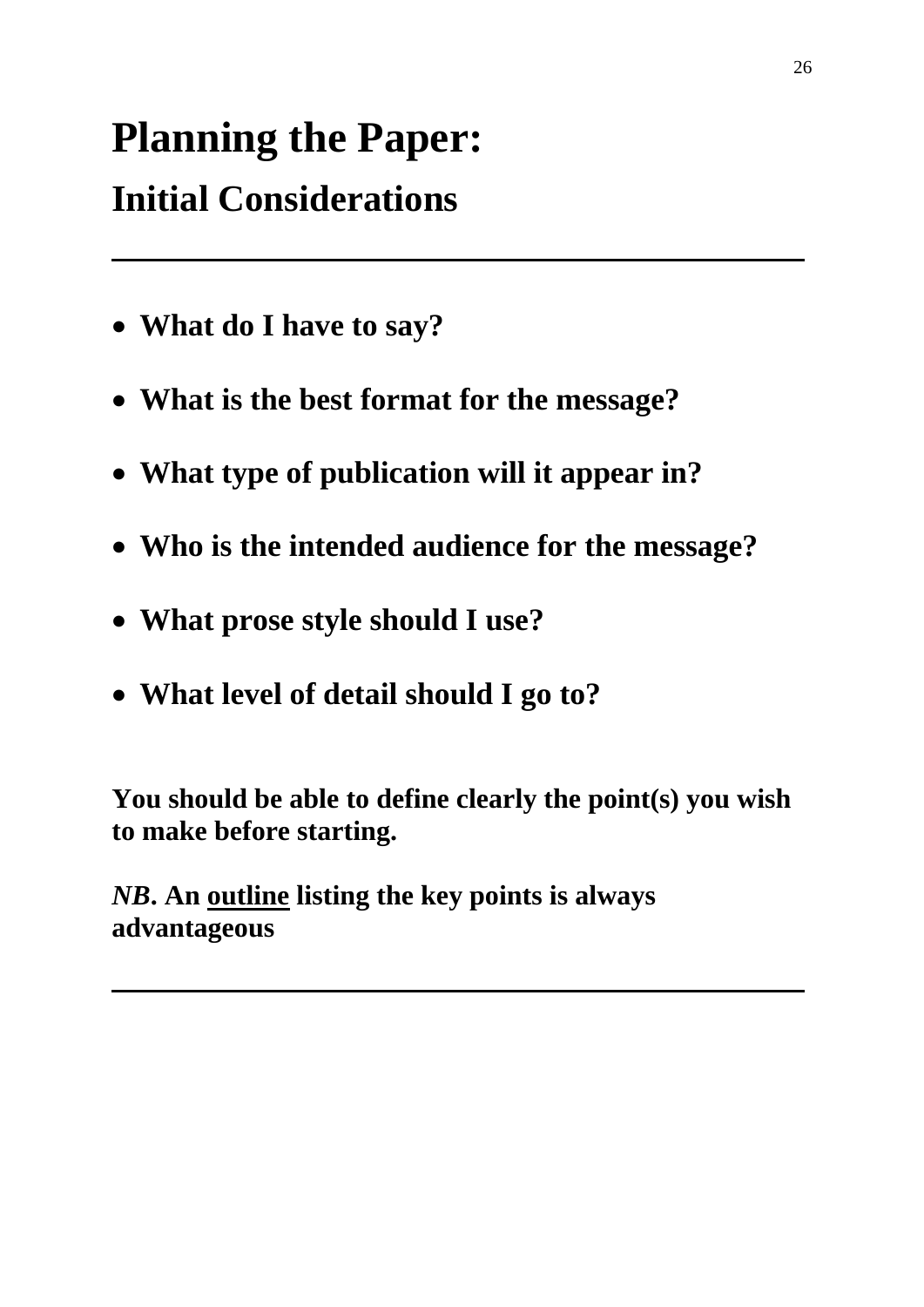# Planning the Paper:

## Initial Considerations

---

- **What do I have to say?**
- **What is the best format for the message?**
- **What type of publication will it appear in?**
- **Who is the intended audience for the message?**
- **What prose style should I use?**
- **What level of detail should I go to?**

**You should be able to define clearly the point(s) you wish to make before starting.**

***NB*. An <u>outline</u> listing the key points is always advantageous**

---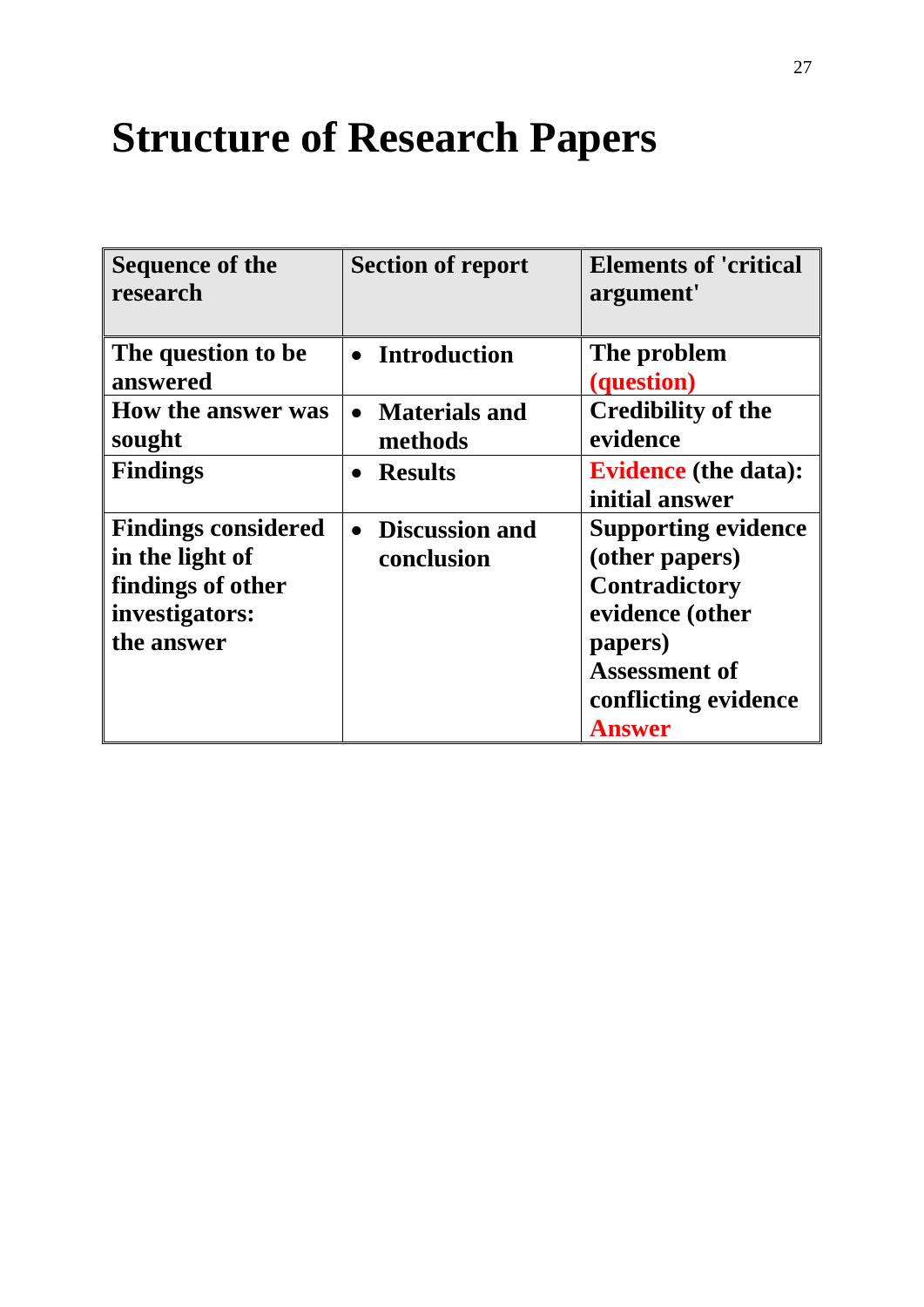# Structure of Research Papers

| Sequence of the research | Section of report | Elements of 'critical argument' |
|---|---|---|
| The question to be answered | • Introduction | The problem (question) |
| How the answer was sought | • Materials and methods | Credibility of the evidence |
| Findings | • Results | Evidence (the data): initial answer |
| Findings considered in the light of findings of other investigators: the answer | • Discussion and conclusion | Supporting evidence (other papers)<br>Contradictory evidence (other papers)<br>Assessment of conflicting evidence<br>Answer |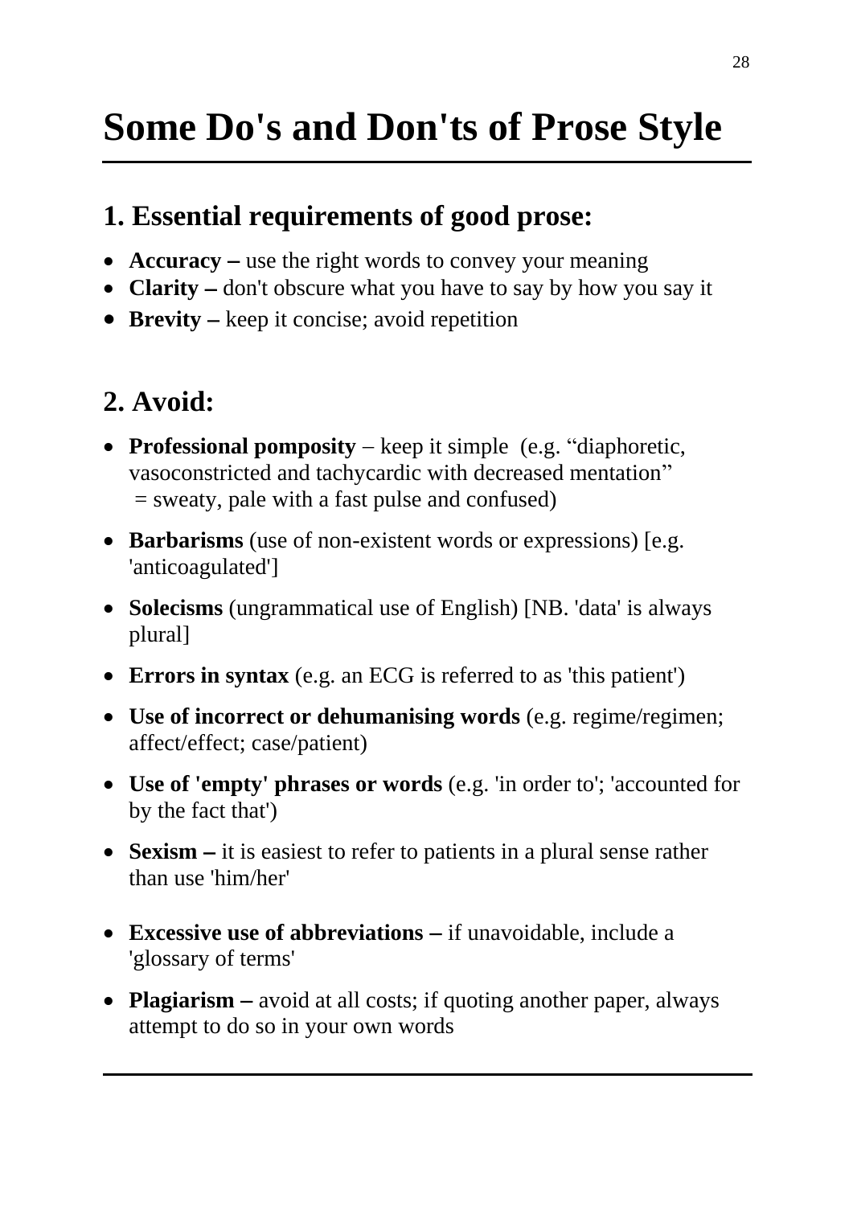# Some Do's and Don'ts of Prose Style

## 1. Essential requirements of good prose:

- **Accuracy –** use the right words to convey your meaning
- **Clarity –** don't obscure what you have to say by how you say it
- **Brevity –** keep it concise; avoid repetition

## 2. Avoid:

- **Professional pomposity** – keep it simple (e.g. "diaphoretic, vasoconstricted and tachycardic with decreased mentation" = sweaty, pale with a fast pulse and confused)
- **Barbarisms** (use of non-existent words or expressions) [e.g. 'anticoagulated']
- **Solecisms** (ungrammatical use of English) [NB. 'data' is always plural]
- **Errors in syntax** (e.g. an ECG is referred to as 'this patient')
- **Use of incorrect or dehumanising words** (e.g. regime/regimen; affect/effect; case/patient)
- **Use of 'empty' phrases or words** (e.g. 'in order to'; 'accounted for by the fact that')
- **Sexism –** it is easiest to refer to patients in a plural sense rather than use 'him/her'
- **Excessive use of abbreviations –** if unavoidable, include a 'glossary of terms'
- **Plagiarism –** avoid at all costs; if quoting another paper, always attempt to do so in your own words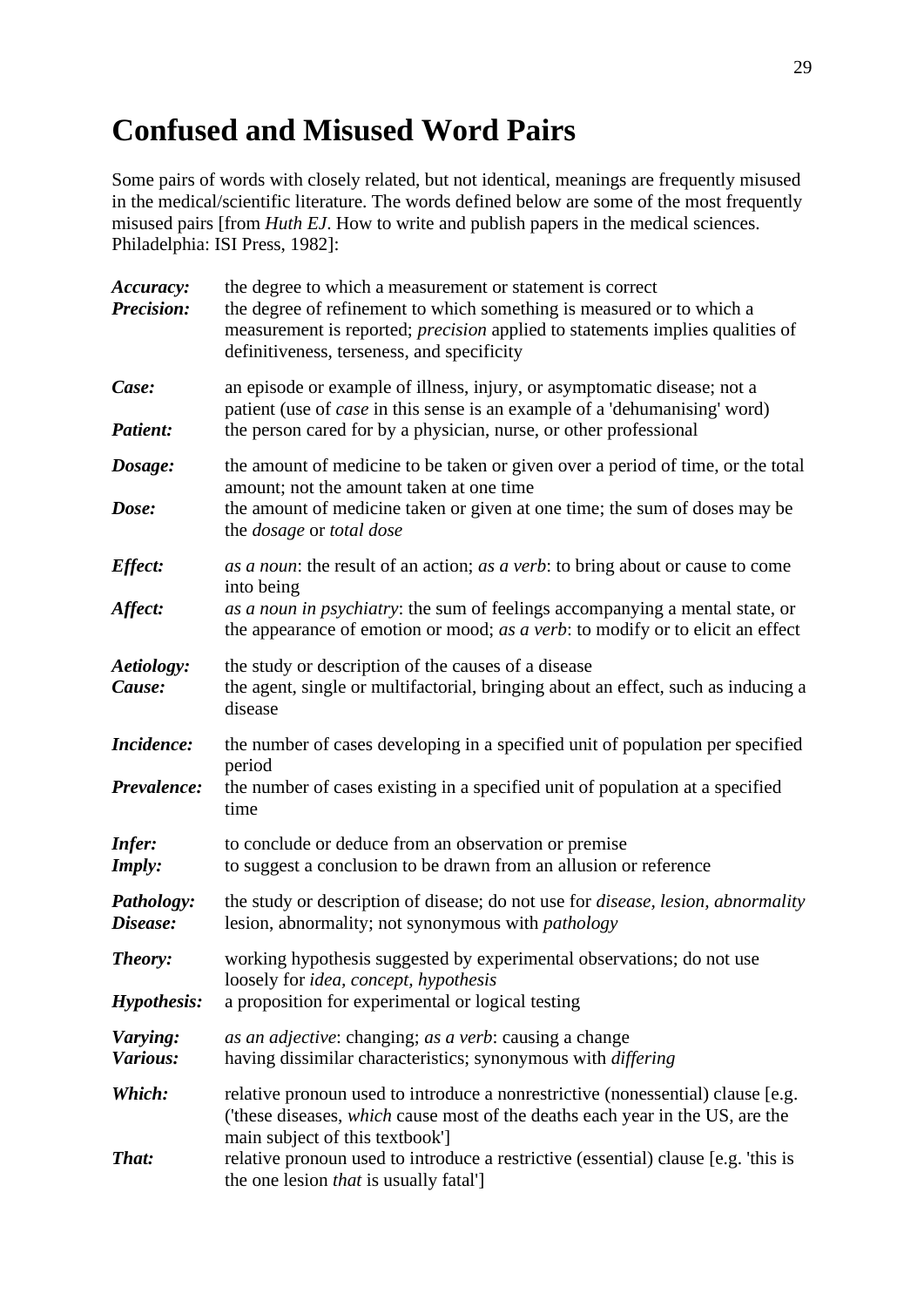# Confused and Misused Word Pairs

Some pairs of words with closely related, but not identical, meanings are frequently misused in the medical/scientific literature. The words defined below are some of the most frequently misused pairs [from *Huth EJ*. How to write and publish papers in the medical sciences. Philadelphia: ISI Press, 1982]:

***Accuracy:*** the degree to which a measurement or statement is correct
***Precision:*** the degree of refinement to which something is measured or to which a measurement is reported; *precision* applied to statements implies qualities of definitiveness, terseness, and specificity

***Case:*** an episode or example of illness, injury, or asymptomatic disease; not a patient (use of *case* in this sense is an example of a 'dehumanising' word)
***Patient:*** the person cared for by a physician, nurse, or other professional

***Dosage:*** the amount of medicine to be taken or given over a period of time, or the total amount; not the amount taken at one time
***Dose:*** the amount of medicine taken or given at one time; the sum of doses may be the *dosage* or *total dose*

***Effect:*** *as a noun*: the result of an action; *as a verb*: to bring about or cause to come into being
***Affect:*** *as a noun in psychiatry*: the sum of feelings accompanying a mental state, or the appearance of emotion or mood; *as a verb*: to modify or to elicit an effect

***Aetiology:*** the study or description of the causes of a disease
***Cause:*** the agent, single or multifactorial, bringing about an effect, such as inducing a disease

***Incidence:*** the number of cases developing in a specified unit of population per specified period
***Prevalence:*** the number of cases existing in a specified unit of population at a specified time

***Infer:*** to conclude or deduce from an observation or premise
***Imply:*** to suggest a conclusion to be drawn from an allusion or reference

***Pathology:*** the study or description of disease; do not use for *disease, lesion, abnormality*
***Disease:*** lesion, abnormality; not synonymous with *pathology*

***Theory:*** working hypothesis suggested by experimental observations; do not use loosely for *idea, concept, hypothesis*
***Hypothesis:*** a proposition for experimental or logical testing

***Varying:*** *as an adjective*: changing; *as a verb*: causing a change
***Various:*** having dissimilar characteristics; synonymous with *differing*

***Which:*** relative pronoun used to introduce a nonrestrictive (nonessential) clause [e.g. ('these diseases, *which* cause most of the deaths each year in the US, are the main subject of this textbook']
***That:*** relative pronoun used to introduce a restrictive (essential) clause [e.g. 'this is the one lesion *that* is usually fatal']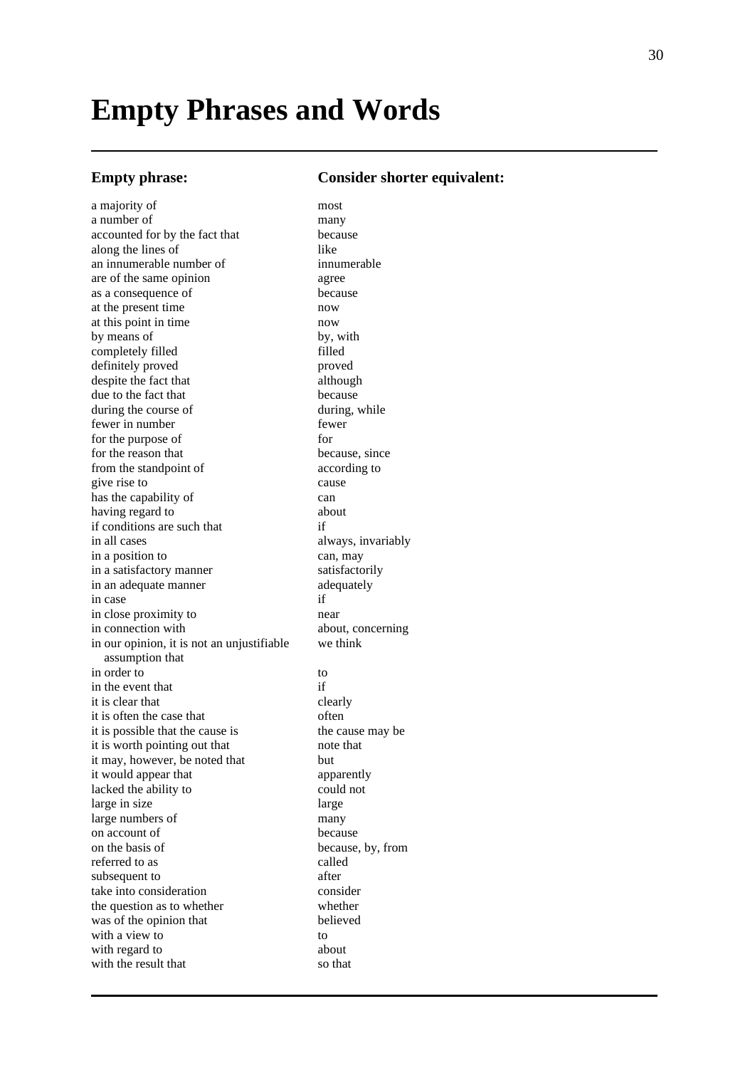# Empty Phrases and Words

| Empty phrase: | Consider shorter equivalent: |
| --- | --- |
| a majority of | most |
| a number of | many |
| accounted for by the fact that | because |
| along the lines of | like |
| an innumerable number of | innumerable |
| are of the same opinion | agree |
| as a consequence of | because |
| at the present time | now |
| at this point in time | now |
| by means of | by, with |
| completely filled | filled |
| definitely proved | proved |
| despite the fact that | although |
| due to the fact that | because |
| during the course of | during, while |
| fewer in number | fewer |
| for the purpose of | for |
| for the reason that | because, since |
| from the standpoint of | according to |
| give rise to | cause |
| has the capability of | can |
| having regard to | about |
| if conditions are such that | if |
| in all cases | always, invariably |
| in a position to | can, may |
| in a satisfactory manner | satisfactorily |
| in an adequate manner | adequately |
| in case | if |
| in close proximity to | near |
| in connection with | about, concerning |
| in our opinion, it is not an unjustifiable assumption that | we think |
| in order to | to |
| in the event that | if |
| it is clear that | clearly |
| it is often the case that | often |
| it is possible that the cause is | the cause may be |
| it is worth pointing out that | note that |
| it may, however, be noted that | but |
| it would appear that | apparently |
| lacked the ability to | could not |
| large in size | large |
| large numbers of | many |
| on account of | because |
| on the basis of | because, by, from |
| referred to as | called |
| subsequent to | after |
| take into consideration | consider |
| the question as to whether | whether |
| was of the opinion that | believed |
| with a view to | to |
| with regard to | about |
| with the result that | so that |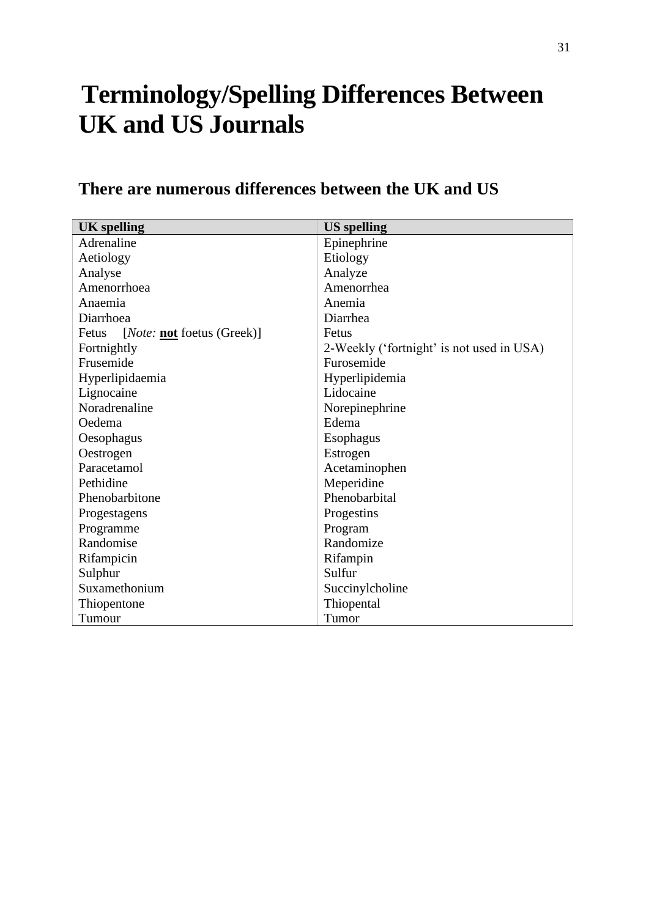# Terminology/Spelling Differences Between UK and US Journals

## There are numerous differences between the UK and US

| UK spelling | US spelling |
|---|---|
| Adrenaline | Epinephrine |
| Aetiology | Etiology |
| Analyse | Analyze |
| Amenorrhoea | Amenorrhea |
| Anaemia | Anemia |
| Diarrhoea | Diarrhea |
| Fetus [*Note:* **<u>not</u>** foetus (Greek)] | Fetus |
| Fortnightly | 2-Weekly ('fortnight' is not used in USA) |
| Frusemide | Furosemide |
| Hyperlipidaemia | Hyperlipidemia |
| Lignocaine | Lidocaine |
| Noradrenaline | Norepinephrine |
| Oedema | Edema |
| Oesophagus | Esophagus |
| Oestrogen | Estrogen |
| Paracetamol | Acetaminophen |
| Pethidine | Meperidine |
| Phenobarbitone | Phenobarbital |
| Progestagens | Progestins |
| Programme | Program |
| Randomise | Randomize |
| Rifampicin | Rifampin |
| Sulphur | Sulfur |
| Suxamethonium | Succinylcholine |
| Thiopentone | Thiopental |
| Tumour | Tumor |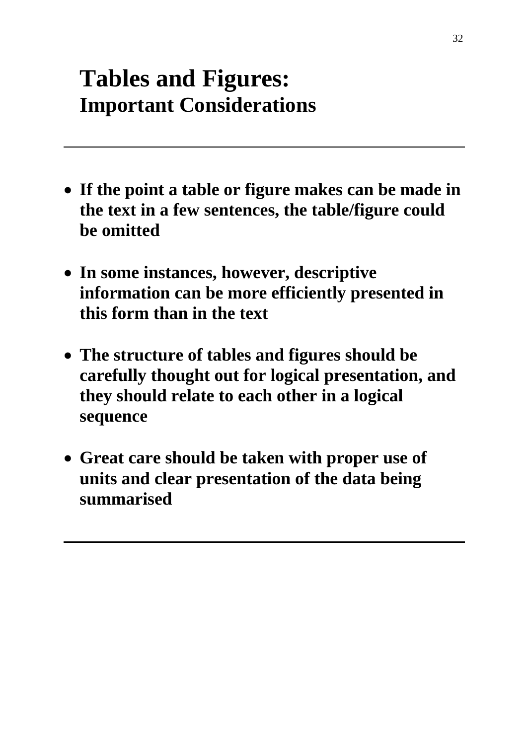# Tables and Figures:
## Important Considerations

---

- **If the point a table or figure makes can be made in the text in a few sentences, the table/figure could be omitted**

- **In some instances, however, descriptive information can be more efficiently presented in this form than in the text**

- **The structure of tables and figures should be carefully thought out for logical presentation, and they should relate to each other in a logical sequence**

- **Great care should be taken with proper use of units and clear presentation of the data being summarised**

---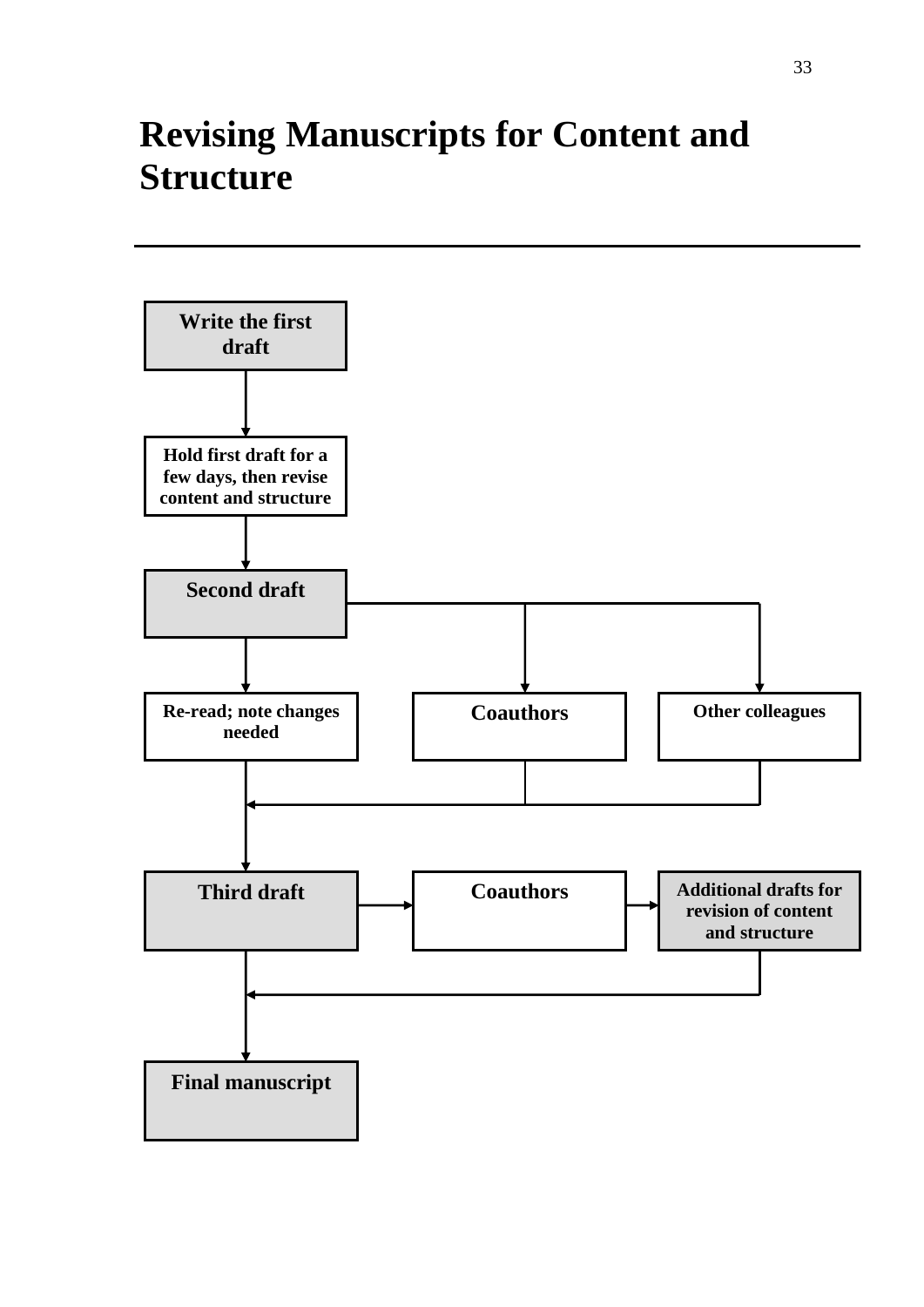# Revising Manuscripts for Content and Structure

---

**Write the first draft**

↓

**Hold first draft for a few days, then revise content and structure**

↓

**Second draft** → **Coauthors**; **Other colleagues**

↓

**Re-read; note changes needed**

↓ (together with feedback from **Coauthors** and **Other colleagues**)

**Third draft** → **Coauthors** → **Additional drafts for revision of content and structure**

↓ (together with **Additional drafts for revision of content and structure**)

**Final manuscript**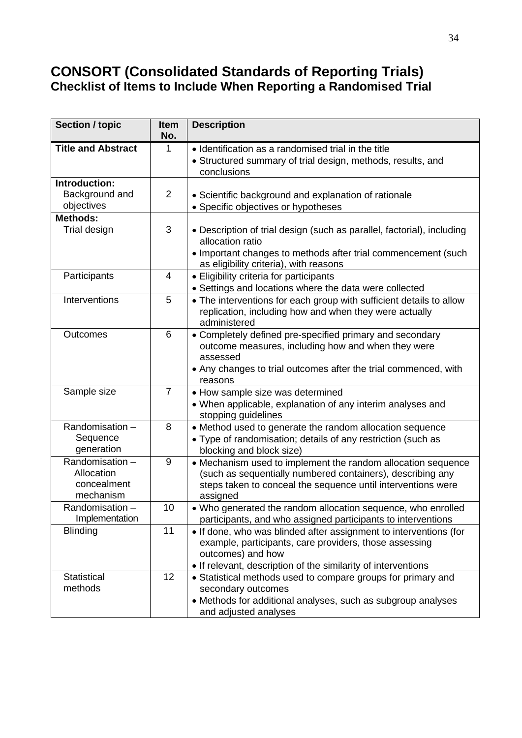# CONSORT (Consolidated Standards of Reporting Trials)
## Checklist of Items to Include When Reporting a Randomised Trial

| Section / topic | Item No. | Description |
|---|---|---|
| **Title and Abstract** | 1 | • Identification as a randomised trial in the title<br>• Structured summary of trial design, methods, results, and conclusions |
| **Introduction:**<br>Background and objectives | 2 | • Scientific background and explanation of rationale<br>• Specific objectives or hypotheses |
| **Methods:**<br>Trial design | 3 | • Description of trial design (such as parallel, factorial), including allocation ratio<br>• Important changes to methods after trial commencement (such as eligibility criteria), with reasons |
| Participants | 4 | • Eligibility criteria for participants<br>• Settings and locations where the data were collected |
| Interventions | 5 | • The interventions for each group with sufficient details to allow replication, including how and when they were actually administered |
| Outcomes | 6 | • Completely defined pre-specified primary and secondary outcome measures, including how and when they were assessed<br>• Any changes to trial outcomes after the trial commenced, with reasons |
| Sample size | 7 | • How sample size was determined<br>• When applicable, explanation of any interim analyses and stopping guidelines |
| Randomisation – Sequence generation | 8 | • Method used to generate the random allocation sequence<br>• Type of randomisation; details of any restriction (such as blocking and block size) |
| Randomisation – Allocation concealment mechanism | 9 | • Mechanism used to implement the random allocation sequence (such as sequentially numbered containers), describing any steps taken to conceal the sequence until interventions were assigned |
| Randomisation – Implementation | 10 | • Who generated the random allocation sequence, who enrolled participants, and who assigned participants to interventions |
| Blinding | 11 | • If done, who was blinded after assignment to interventions (for example, participants, care providers, those assessing outcomes) and how<br>• If relevant, description of the similarity of interventions |
| Statistical methods | 12 | • Statistical methods used to compare groups for primary and secondary outcomes<br>• Methods for additional analyses, such as subgroup analyses and adjusted analyses |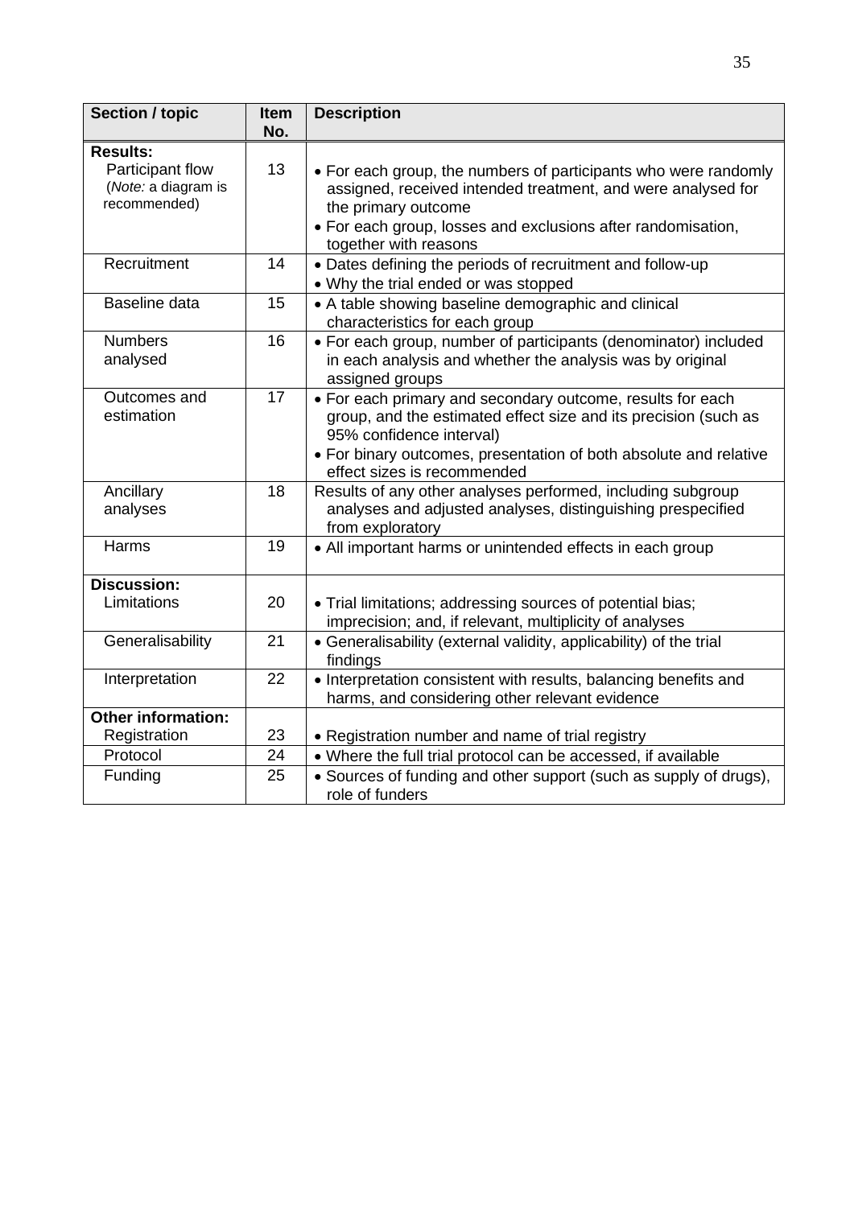| Section / topic | Item No. | Description |
|---|---|---|
| **Results:** Participant flow (*Note:* a diagram is recommended) | 13 | • For each group, the numbers of participants who were randomly assigned, received intended treatment, and were analysed for the primary outcome<br>• For each group, losses and exclusions after randomisation, together with reasons |
| Recruitment | 14 | • Dates defining the periods of recruitment and follow-up<br>• Why the trial ended or was stopped |
| Baseline data | 15 | • A table showing baseline demographic and clinical characteristics for each group |
| Numbers analysed | 16 | • For each group, number of participants (denominator) included in each analysis and whether the analysis was by original assigned groups |
| Outcomes and estimation | 17 | • For each primary and secondary outcome, results for each group, and the estimated effect size and its precision (such as 95% confidence interval)<br>• For binary outcomes, presentation of both absolute and relative effect sizes is recommended |
| Ancillary analyses | 18 | Results of any other analyses performed, including subgroup analyses and adjusted analyses, distinguishing prespecified from exploratory |
| Harms | 19 | • All important harms or unintended effects in each group |
| **Discussion:** Limitations | 20 | • Trial limitations; addressing sources of potential bias; imprecision; and, if relevant, multiplicity of analyses |
| Generalisability | 21 | • Generalisability (external validity, applicability) of the trial findings |
| Interpretation | 22 | • Interpretation consistent with results, balancing benefits and harms, and considering other relevant evidence |
| **Other information:** Registration | 23 | • Registration number and name of trial registry |
| Protocol | 24 | • Where the full trial protocol can be accessed, if available |
| Funding | 25 | • Sources of funding and other support (such as supply of drugs), role of funders |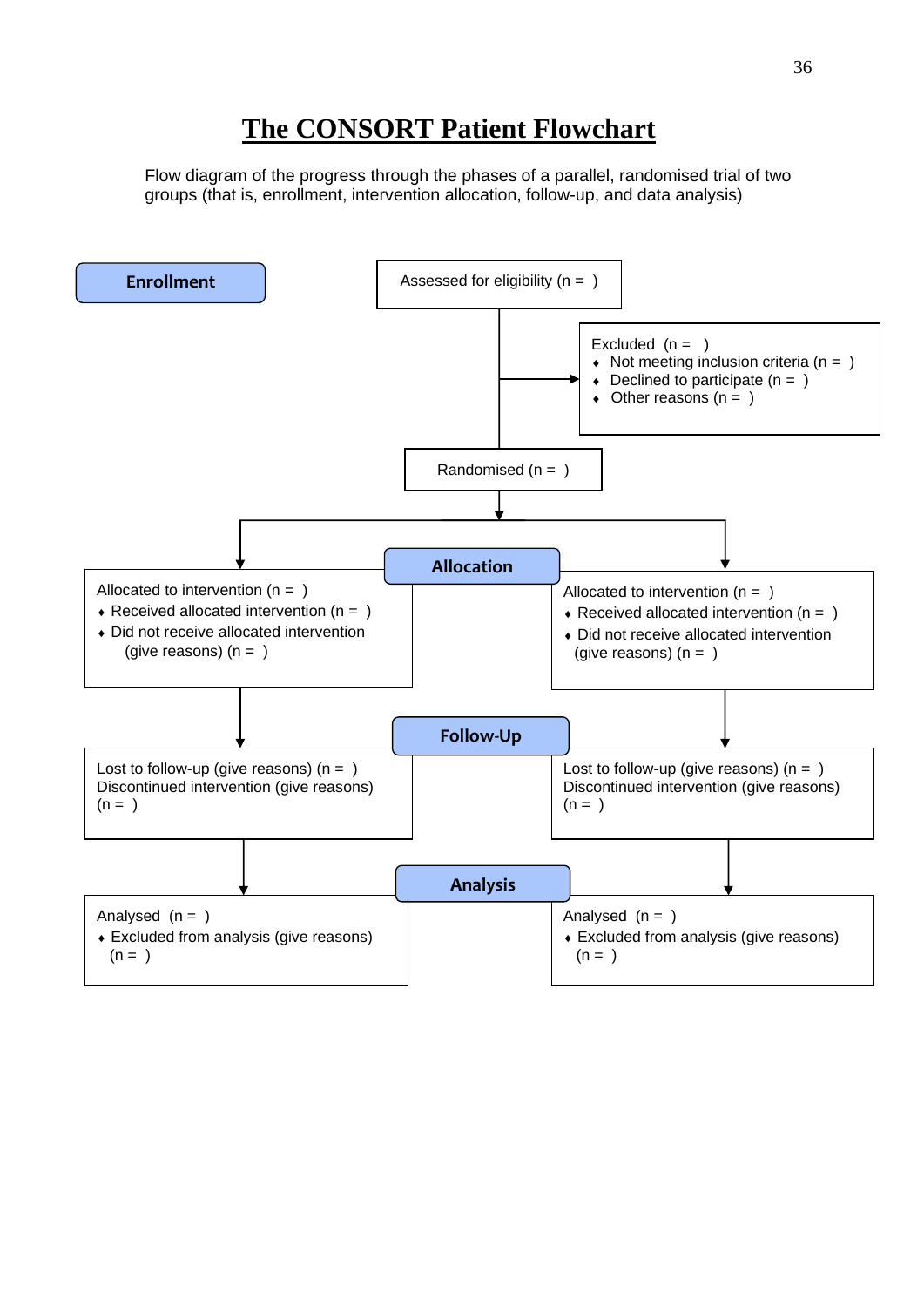# The CONSORT Patient Flowchart

Flow diagram of the progress through the phases of a parallel, randomised trial of two groups (that is, enrollment, intervention allocation, follow-up, and data analysis)

**Enrollment**

Assessed for eligibility (n = )

Excluded (n = )
- Not meeting inclusion criteria (n = )
- Declined to participate (n = )
- Other reasons (n = )

Randomised (n = )

**Allocation**

Allocated to intervention (n = )
- Received allocated intervention (n = )
- Did not receive allocated intervention (give reasons) (n = )

Allocated to intervention (n = )
- Received allocated intervention (n = )
- Did not receive allocated intervention (give reasons) (n = )

**Follow-Up**

Lost to follow-up (give reasons) (n = )
Discontinued intervention (give reasons) (n = )

Lost to follow-up (give reasons) (n = )
Discontinued intervention (give reasons) (n = )

**Analysis**

Analysed (n = )
- Excluded from analysis (give reasons) (n = )

Analysed (n = )
- Excluded from analysis (give reasons) (n = )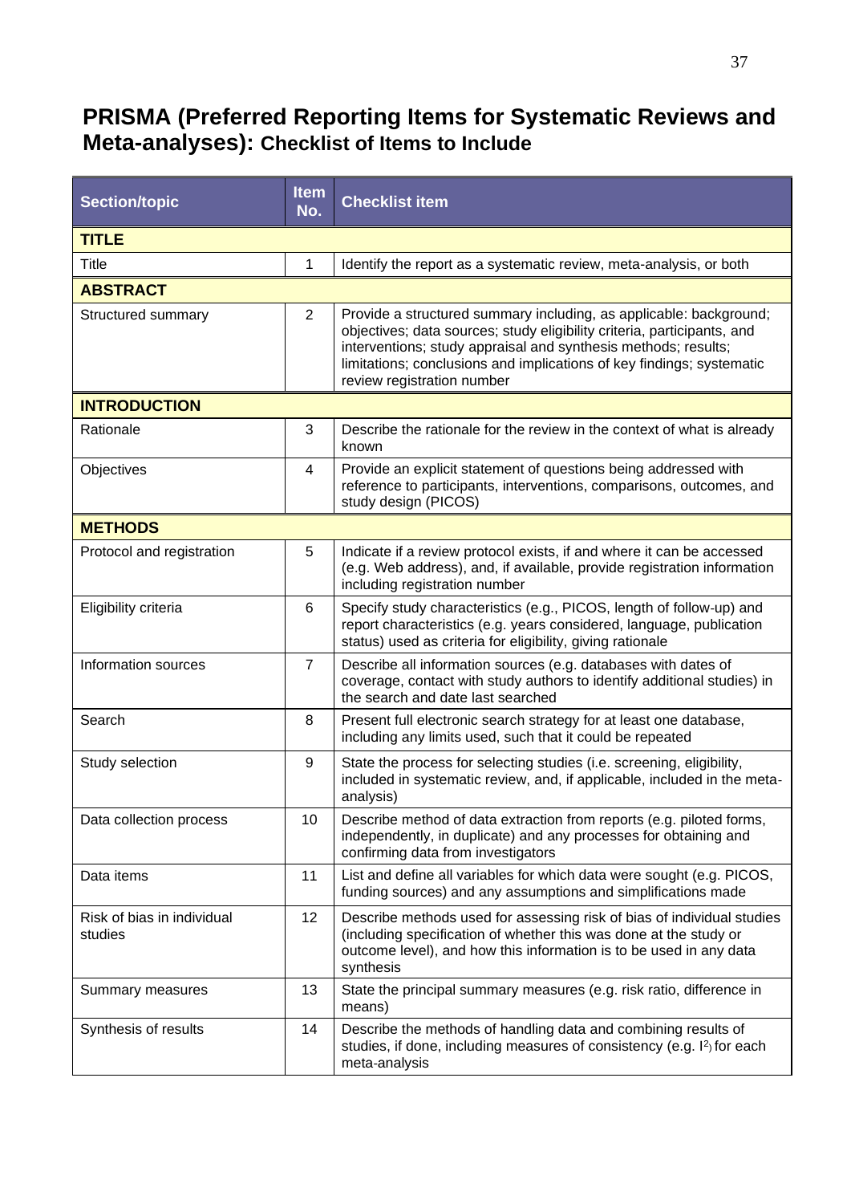# PRISMA (Preferred Reporting Items for Systematic Reviews and Meta-analyses): Checklist of Items to Include

| Section/topic | Item No. | Checklist item |
|---|---|---|
| **TITLE** | | |
| Title | 1 | Identify the report as a systematic review, meta-analysis, or both |
| **ABSTRACT** | | |
| Structured summary | 2 | Provide a structured summary including, as applicable: background; objectives; data sources; study eligibility criteria, participants, and interventions; study appraisal and synthesis methods; results; limitations; conclusions and implications of key findings; systematic review registration number |
| **INTRODUCTION** | | |
| Rationale | 3 | Describe the rationale for the review in the context of what is already known |
| Objectives | 4 | Provide an explicit statement of questions being addressed with reference to participants, interventions, comparisons, outcomes, and study design (PICOS) |
| **METHODS** | | |
| Protocol and registration | 5 | Indicate if a review protocol exists, if and where it can be accessed (e.g. Web address), and, if available, provide registration information including registration number |
| Eligibility criteria | 6 | Specify study characteristics (e.g., PICOS, length of follow-up) and report characteristics (e.g. years considered, language, publication status) used as criteria for eligibility, giving rationale |
| Information sources | 7 | Describe all information sources (e.g. databases with dates of coverage, contact with study authors to identify additional studies) in the search and date last searched |
| Search | 8 | Present full electronic search strategy for at least one database, including any limits used, such that it could be repeated |
| Study selection | 9 | State the process for selecting studies (i.e. screening, eligibility, included in systematic review, and, if applicable, included in the meta-analysis) |
| Data collection process | 10 | Describe method of data extraction from reports (e.g. piloted forms, independently, in duplicate) and any processes for obtaining and confirming data from investigators |
| Data items | 11 | List and define all variables for which data were sought (e.g. PICOS, funding sources) and any assumptions and simplifications made |
| Risk of bias in individual studies | 12 | Describe methods used for assessing risk of bias of individual studies (including specification of whether this was done at the study or outcome level), and how this information is to be used in any data synthesis |
| Summary measures | 13 | State the principal summary measures (e.g. risk ratio, difference in means) |
| Synthesis of results | 14 | Describe the methods of handling data and combining results of studies, if done, including measures of consistency (e.g. $I^2$) for each meta-analysis |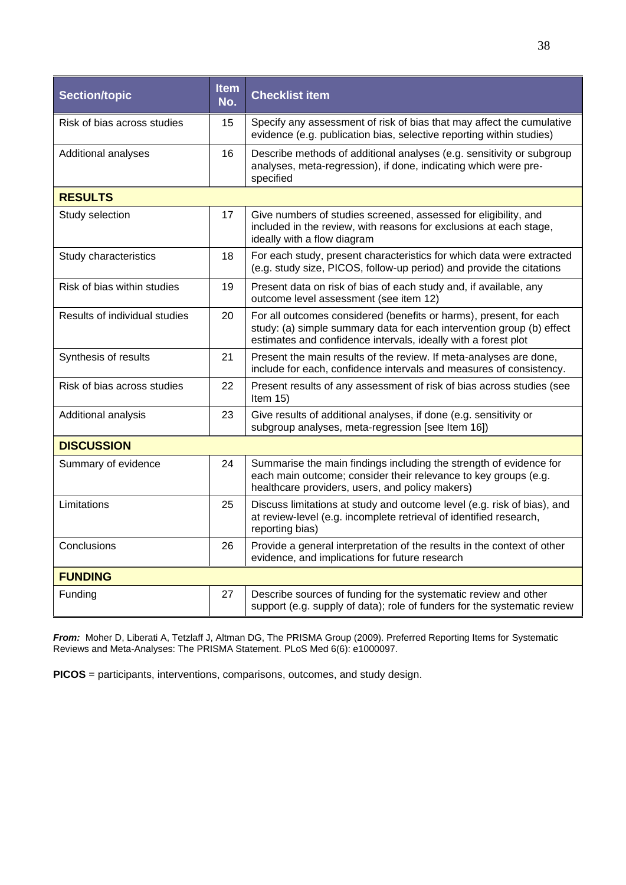| Section/topic | Item No. | Checklist item |
|---|---|---|
| Risk of bias across studies | 15 | Specify any assessment of risk of bias that may affect the cumulative evidence (e.g. publication bias, selective reporting within studies) |
| Additional analyses | 16 | Describe methods of additional analyses (e.g. sensitivity or subgroup analyses, meta-regression), if done, indicating which were pre-specified |
| **RESULTS** | | |
| Study selection | 17 | Give numbers of studies screened, assessed for eligibility, and included in the review, with reasons for exclusions at each stage, ideally with a flow diagram |
| Study characteristics | 18 | For each study, present characteristics for which data were extracted (e.g. study size, PICOS, follow-up period) and provide the citations |
| Risk of bias within studies | 19 | Present data on risk of bias of each study and, if available, any outcome level assessment (see item 12) |
| Results of individual studies | 20 | For all outcomes considered (benefits or harms), present, for each study: (a) simple summary data for each intervention group (b) effect estimates and confidence intervals, ideally with a forest plot |
| Synthesis of results | 21 | Present the main results of the review. If meta-analyses are done, include for each, confidence intervals and measures of consistency. |
| Risk of bias across studies | 22 | Present results of any assessment of risk of bias across studies (see Item 15) |
| Additional analysis | 23 | Give results of additional analyses, if done (e.g. sensitivity or subgroup analyses, meta-regression [see Item 16]) |
| **DISCUSSION** | | |
| Summary of evidence | 24 | Summarise the main findings including the strength of evidence for each main outcome; consider their relevance to key groups (e.g. healthcare providers, users, and policy makers) |
| Limitations | 25 | Discuss limitations at study and outcome level (e.g. risk of bias), and at review-level (e.g. incomplete retrieval of identified research, reporting bias) |
| Conclusions | 26 | Provide a general interpretation of the results in the context of other evidence, and implications for future research |
| **FUNDING** | | |
| Funding | 27 | Describe sources of funding for the systematic review and other support (e.g. supply of data); role of funders for the systematic review |

***From:*** Moher D, Liberati A, Tetzlaff J, Altman DG, The PRISMA Group (2009). Preferred Reporting Items for Systematic Reviews and Meta-Analyses: The PRISMA Statement. PLoS Med 6(6): e1000097.

**PICOS** = participants, interventions, comparisons, outcomes, and study design.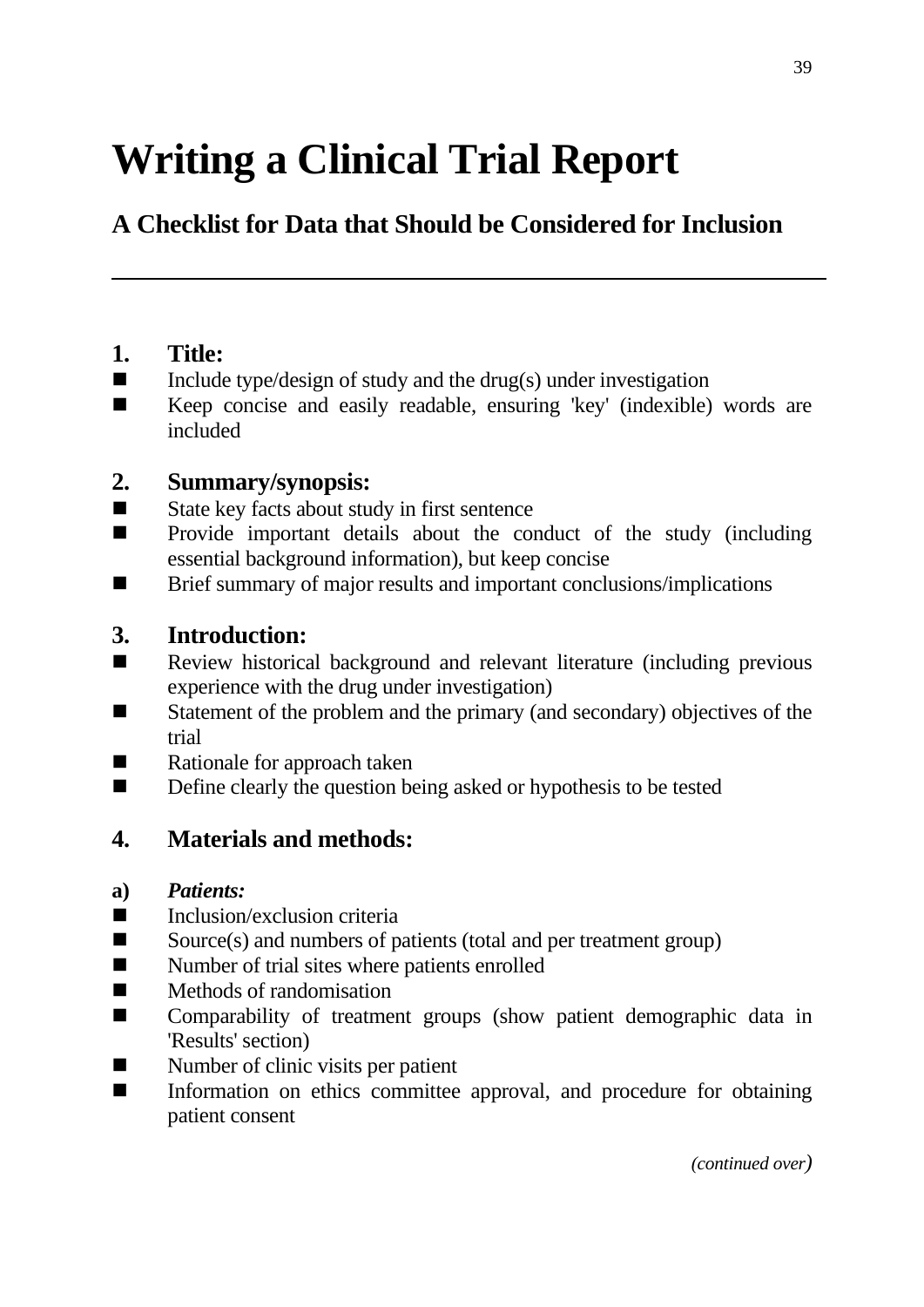# Writing a Clinical Trial Report

## A Checklist for Data that Should be Considered for Inclusion

---

### 1. Title:

- Include type/design of study and the drug(s) under investigation
- Keep concise and easily readable, ensuring 'key' (indexible) words are included

### 2. Summary/synopsis:

- State key facts about study in first sentence
- Provide important details about the conduct of the study (including essential background information), but keep concise
- Brief summary of major results and important conclusions/implications

### 3. Introduction:

- Review historical background and relevant literature (including previous experience with the drug under investigation)
- Statement of the problem and the primary (and secondary) objectives of the trial
- Rationale for approach taken
- Define clearly the question being asked or hypothesis to be tested

### 4. Materials and methods:

**a)** ***Patients:***

- Inclusion/exclusion criteria
- Source(s) and numbers of patients (total and per treatment group)
- Number of trial sites where patients enrolled
- Methods of randomisation
- Comparability of treatment groups (show patient demographic data in 'Results' section)
- Number of clinic visits per patient
- Information on ethics committee approval, and procedure for obtaining patient consent

*(continued over)*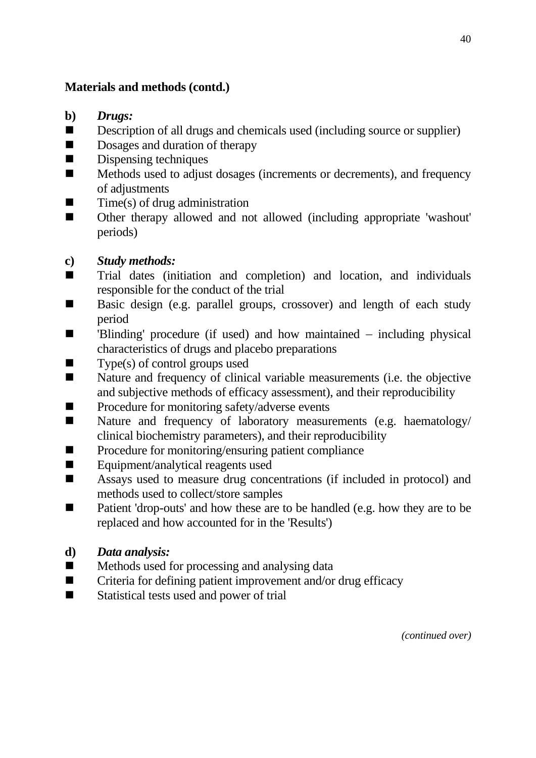**Materials and methods (contd.)**

**b)** ***Drugs:***

- Description of all drugs and chemicals used (including source or supplier)
- Dosages and duration of therapy
- Dispensing techniques
- Methods used to adjust dosages (increments or decrements), and frequency of adjustments
- Time(s) of drug administration
- Other therapy allowed and not allowed (including appropriate 'washout' periods)

**c)** ***Study methods:***

- Trial dates (initiation and completion) and location, and individuals responsible for the conduct of the trial
- Basic design (e.g. parallel groups, crossover) and length of each study period
- 'Blinding' procedure (if used) and how maintained – including physical characteristics of drugs and placebo preparations
- Type(s) of control groups used
- Nature and frequency of clinical variable measurements (i.e. the objective and subjective methods of efficacy assessment), and their reproducibility
- Procedure for monitoring safety/adverse events
- Nature and frequency of laboratory measurements (e.g. haematology/ clinical biochemistry parameters), and their reproducibility
- Procedure for monitoring/ensuring patient compliance
- Equipment/analytical reagents used
- Assays used to measure drug concentrations (if included in protocol) and methods used to collect/store samples
- Patient 'drop-outs' and how these are to be handled (e.g. how they are to be replaced and how accounted for in the 'Results')

**d)** ***Data analysis:***

- Methods used for processing and analysing data
- Criteria for defining patient improvement and/or drug efficacy
- Statistical tests used and power of trial

*(continued over)*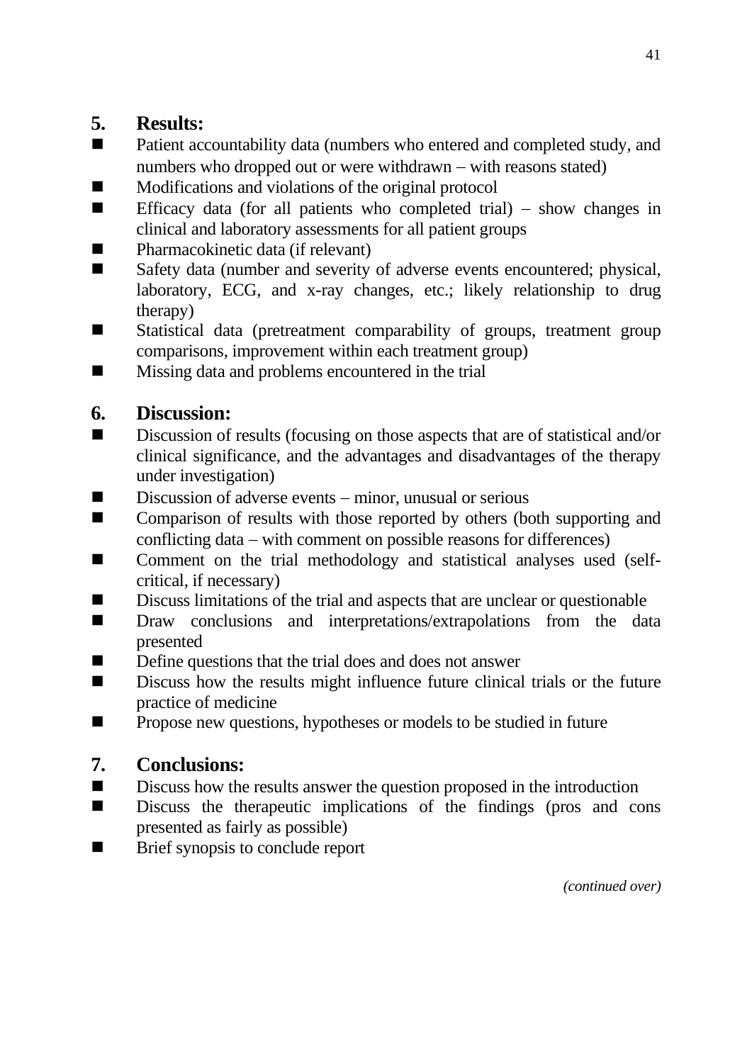## 5. Results:

- Patient accountability data (numbers who entered and completed study, and numbers who dropped out or were withdrawn – with reasons stated)
- Modifications and violations of the original protocol
- Efficacy data (for all patients who completed trial) – show changes in clinical and laboratory assessments for all patient groups
- Pharmacokinetic data (if relevant)
- Safety data (number and severity of adverse events encountered; physical, laboratory, ECG, and x-ray changes, etc.; likely relationship to drug therapy)
- Statistical data (pretreatment comparability of groups, treatment group comparisons, improvement within each treatment group)
- Missing data and problems encountered in the trial

## 6. Discussion:

- Discussion of results (focusing on those aspects that are of statistical and/or clinical significance, and the advantages and disadvantages of the therapy under investigation)
- Discussion of adverse events – minor, unusual or serious
- Comparison of results with those reported by others (both supporting and conflicting data – with comment on possible reasons for differences)
- Comment on the trial methodology and statistical analyses used (self-critical, if necessary)
- Discuss limitations of the trial and aspects that are unclear or questionable
- Draw conclusions and interpretations/extrapolations from the data presented
- Define questions that the trial does and does not answer
- Discuss how the results might influence future clinical trials or the future practice of medicine
- Propose new questions, hypotheses or models to be studied in future

## 7. Conclusions:

- Discuss how the results answer the question proposed in the introduction
- Discuss the therapeutic implications of the findings (pros and cons presented as fairly as possible)
- Brief synopsis to conclude report

*(continued over)*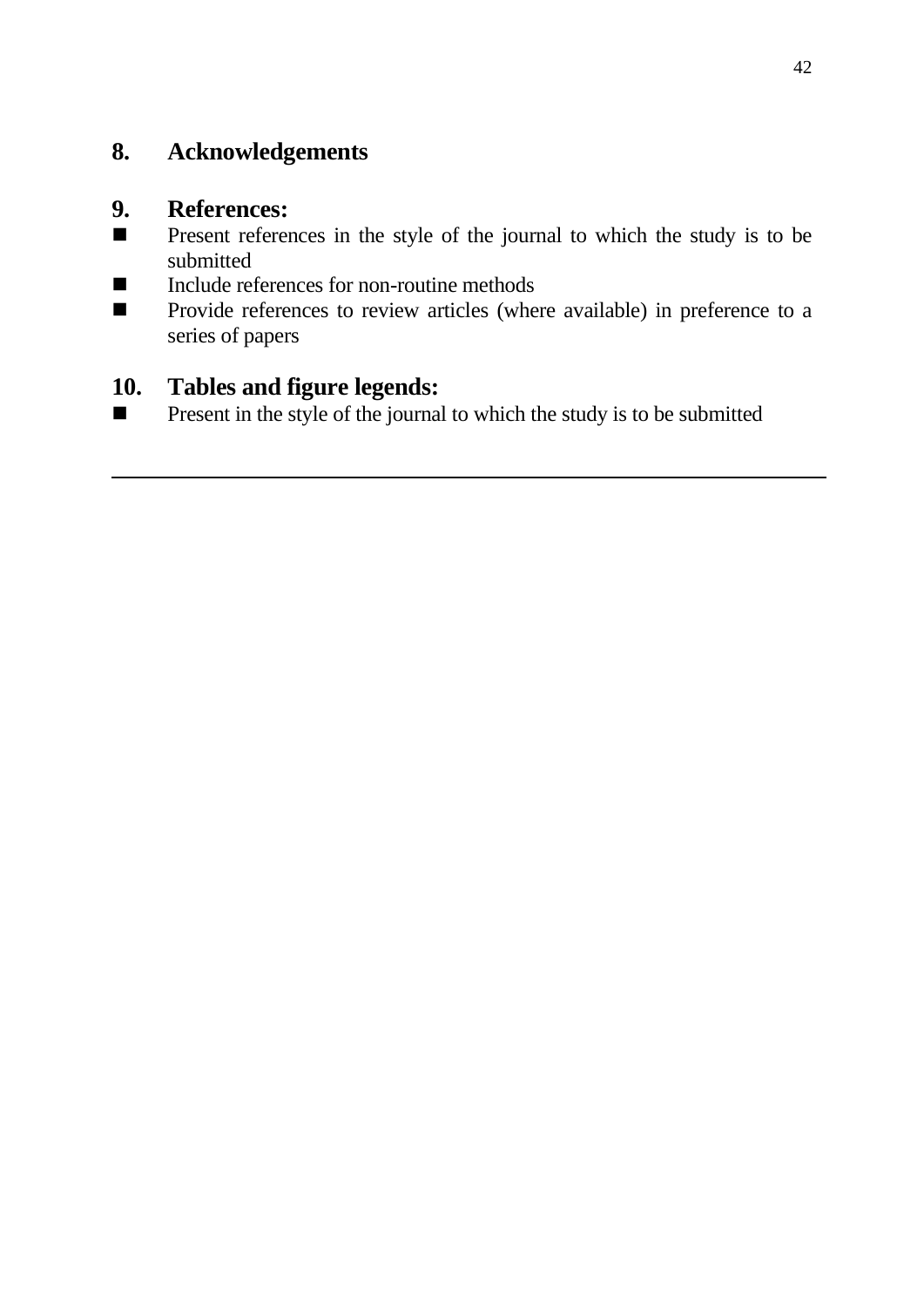## 8. Acknowledgements

## 9. References:

- Present references in the style of the journal to which the study is to be submitted
- Include references for non-routine methods
- Provide references to review articles (where available) in preference to a series of papers

## 10. Tables and figure legends:

- Present in the style of the journal to which the study is to be submitted

---